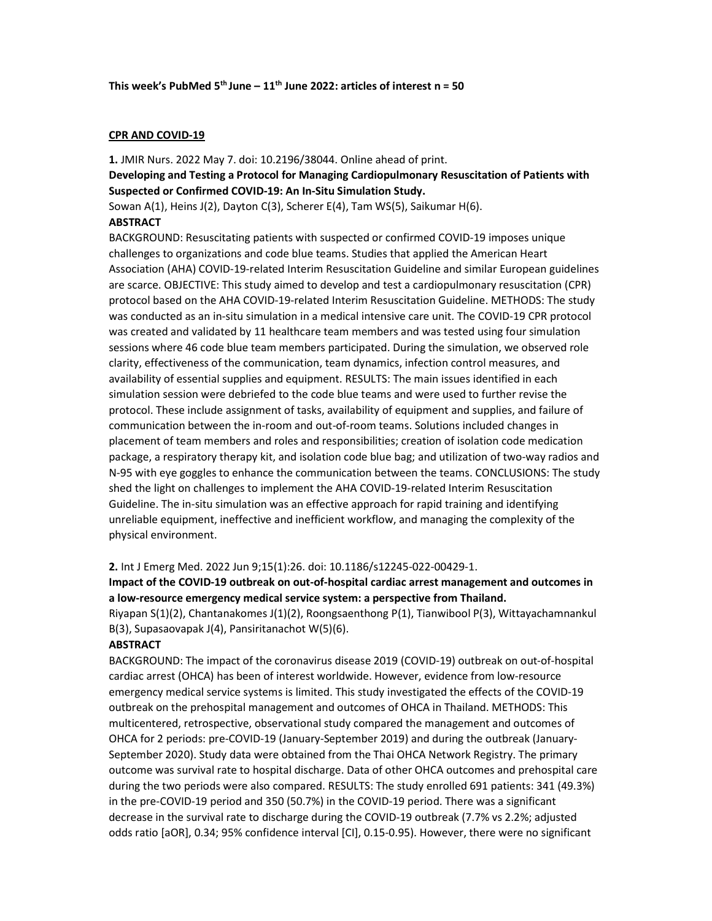**This week's PubMed 5th June – 11th June 2022: articles of interest n = 50**

## CPR AND COVID-19

**1.** JMIR Nurs. 2022 May 7. doi: 10.2196/38044. Online ahead of print.

**Developing and Testing a Protocol for Managing Cardiopulmonary Resuscitation of Patients with Suspected or Confirmed COVID-19: An In-Situ Simulation Study.**

Sowan A(1), Heins J(2), Dayton C(3), Scherer E(4), Tam WS(5), Saikumar H(6).

**ABSTRACT**

BACKGROUND: Resuscitating patients with suspected or confirmed COVID-19 imposes unique challenges to organizations and code blue teams. Studies that applied the American Heart Association (AHA) COVID-19-related Interim Resuscitation Guideline and similar European guidelines are scarce. OBJECTIVE: This study aimed to develop and test a cardiopulmonary resuscitation (CPR) protocol based on the AHA COVID-19-related Interim Resuscitation Guideline. METHODS: The study was conducted as an in-situ simulation in a medical intensive care unit. The COVID-19 CPR protocol was created and validated by 11 healthcare team members and was tested using four simulation sessions where 46 code blue team members participated. During the simulation, we observed role clarity, effectiveness of the communication, team dynamics, infection control measures, and availability of essential supplies and equipment. RESULTS: The main issues identified in each simulation session were debriefed to the code blue teams and were used to further revise the protocol. These include assignment of tasks, availability of equipment and supplies, and failure of communication between the in-room and out-of-room teams. Solutions included changes in placement of team members and roles and responsibilities; creation of isolation code medication package, a respiratory therapy kit, and isolation code blue bag; and utilization of two-way radios and N-95 with eye goggles to enhance the communication between the teams. CONCLUSIONS: The study shed the light on challenges to implement the AHA COVID-19-related Interim Resuscitation Guideline. The in-situ simulation was an effective approach for rapid training and identifying unreliable equipment, ineffective and inefficient workflow, and managing the complexity of the physical environment.

**2.** Int J Emerg Med. 2022 Jun 9;15(1):26. doi: 10.1186/s12245-022-00429-1.

**Impact of the COVID-19 outbreak on out-of-hospital cardiac arrest management and outcomes in a low-resource emergency medical service system: a perspective from Thailand.**

Riyapan S(1)(2), Chantanakomes J(1)(2), Roongsaenthong P(1), Tianwibool P(3), Wittayachamnankul B(3), Supasaovapak J(4), Pansiritanachot W(5)(6).

**ABSTRACT**

BACKGROUND: The impact of the coronavirus disease 2019 (COVID-19) outbreak on out-of-hospital cardiac arrest (OHCA) has been of interest worldwide. However, evidence from low-resource emergency medical service systems is limited. This study investigated the effects of the COVID-19 outbreak on the prehospital management and outcomes of OHCA in Thailand. METHODS: This multicentered, retrospective, observational study compared the management and outcomes of OHCA for 2 periods: pre-COVID-19 (January-September 2019) and during the outbreak (January-September 2020). Study data were obtained from the Thai OHCA Network Registry. The primary outcome was survival rate to hospital discharge. Data of other OHCA outcomes and prehospital care during the two periods were also compared. RESULTS: The study enrolled 691 patients: 341 (49.3%) in the pre-COVID-19 period and 350 (50.7%) in the COVID-19 period. There was a significant decrease in the survival rate to discharge during the COVID-19 outbreak (7.7% vs 2.2%; adjusted odds ratio [aOR], 0.34; 95% confidence interval [CI], 0.15-0.95). However, there were no significant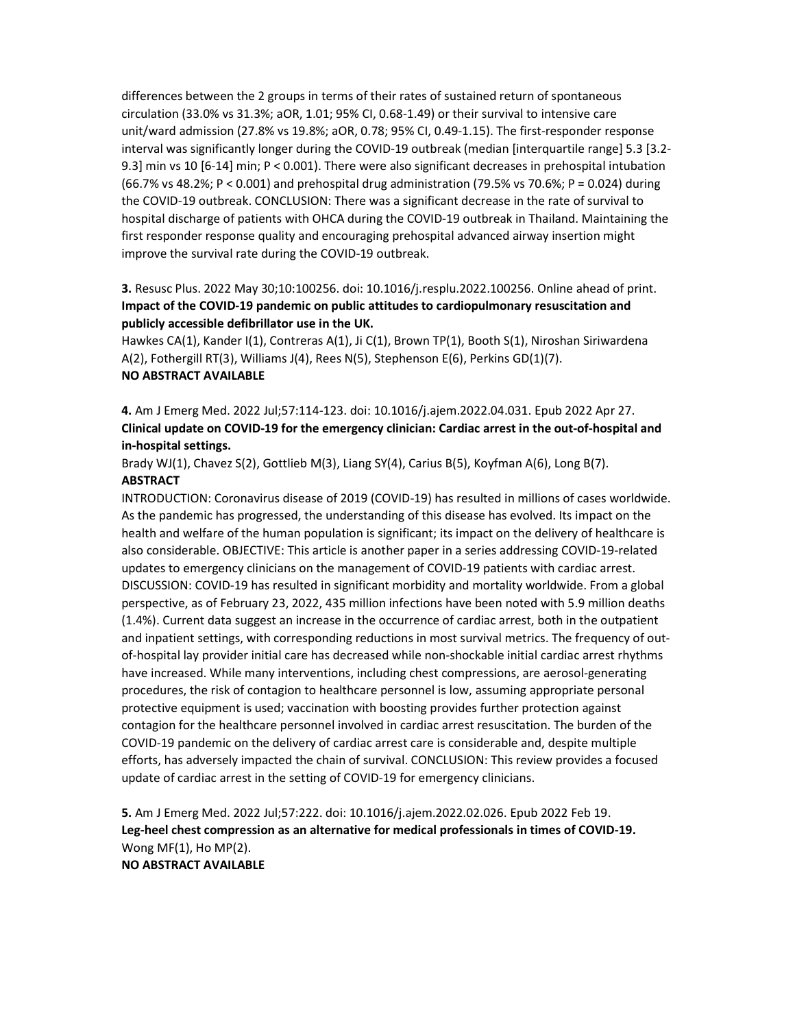differences between the 2 groups in terms of their rates of sustained return of spontaneous circulation (33.0% vs 31.3%; aOR, 1.01; 95% CI, 0.68-1.49) or their survival to intensive care unit/ward admission (27.8% vs 19.8%; aOR, 0.78; 95% CI, 0.49-1.15). The first-responder response interval was significantly longer during the COVID-19 outbreak (median [interquartile range] 5.3 [3.2-9.3] min vs 10 [6-14] min; P < 0.001). There were also significant decreases in prehospital intubation (66.7% vs 48.2%; P < 0.001) and prehospital drug administration (79.5% vs 70.6%; P = 0.024) during the COVID-19 outbreak. CONCLUSION: There was a significant decrease in the rate of survival to hospital discharge of patients with OHCA during the COVID-19 outbreak in Thailand. Maintaining the first responder response quality and encouraging prehospital advanced airway insertion might improve the survival rate during the COVID-19 outbreak.

**3.** Resusc Plus. 2022 May 30;10:100256. doi: 10.1016/j.resplu.2022.100256. Online ahead of print.
**Impact of the COVID-19 pandemic on public attitudes to cardiopulmonary resuscitation and publicly accessible defibrillator use in the UK.**
Hawkes CA(1), Kander I(1), Contreras A(1), Ji C(1), Brown TP(1), Booth S(1), Niroshan Siriwardena A(2), Fothergill RT(3), Williams J(4), Rees N(5), Stephenson E(6), Perkins GD(1)(7).
**NO ABSTRACT AVAILABLE**

**4.** Am J Emerg Med. 2022 Jul;57:114-123. doi: 10.1016/j.ajem.2022.04.031. Epub 2022 Apr 27.
**Clinical update on COVID-19 for the emergency clinician: Cardiac arrest in the out-of-hospital and in-hospital settings.**
Brady WJ(1), Chavez S(2), Gottlieb M(3), Liang SY(4), Carius B(5), Koyfman A(6), Long B(7).
**ABSTRACT**
INTRODUCTION: Coronavirus disease of 2019 (COVID-19) has resulted in millions of cases worldwide. As the pandemic has progressed, the understanding of this disease has evolved. Its impact on the health and welfare of the human population is significant; its impact on the delivery of healthcare is also considerable. OBJECTIVE: This article is another paper in a series addressing COVID-19-related updates to emergency clinicians on the management of COVID-19 patients with cardiac arrest. DISCUSSION: COVID-19 has resulted in significant morbidity and mortality worldwide. From a global perspective, as of February 23, 2022, 435 million infections have been noted with 5.9 million deaths (1.4%). Current data suggest an increase in the occurrence of cardiac arrest, both in the outpatient and inpatient settings, with corresponding reductions in most survival metrics. The frequency of out-of-hospital lay provider initial care has decreased while non-shockable initial cardiac arrest rhythms have increased. While many interventions, including chest compressions, are aerosol-generating procedures, the risk of contagion to healthcare personnel is low, assuming appropriate personal protective equipment is used; vaccination with boosting provides further protection against contagion for the healthcare personnel involved in cardiac arrest resuscitation. The burden of the COVID-19 pandemic on the delivery of cardiac arrest care is considerable and, despite multiple efforts, has adversely impacted the chain of survival. CONCLUSION: This review provides a focused update of cardiac arrest in the setting of COVID-19 for emergency clinicians.

**5.** Am J Emerg Med. 2022 Jul;57:222. doi: 10.1016/j.ajem.2022.02.026. Epub 2022 Feb 19.
**Leg-heel chest compression as an alternative for medical professionals in times of COVID-19.**
Wong MF(1), Ho MP(2).
**NO ABSTRACT AVAILABLE**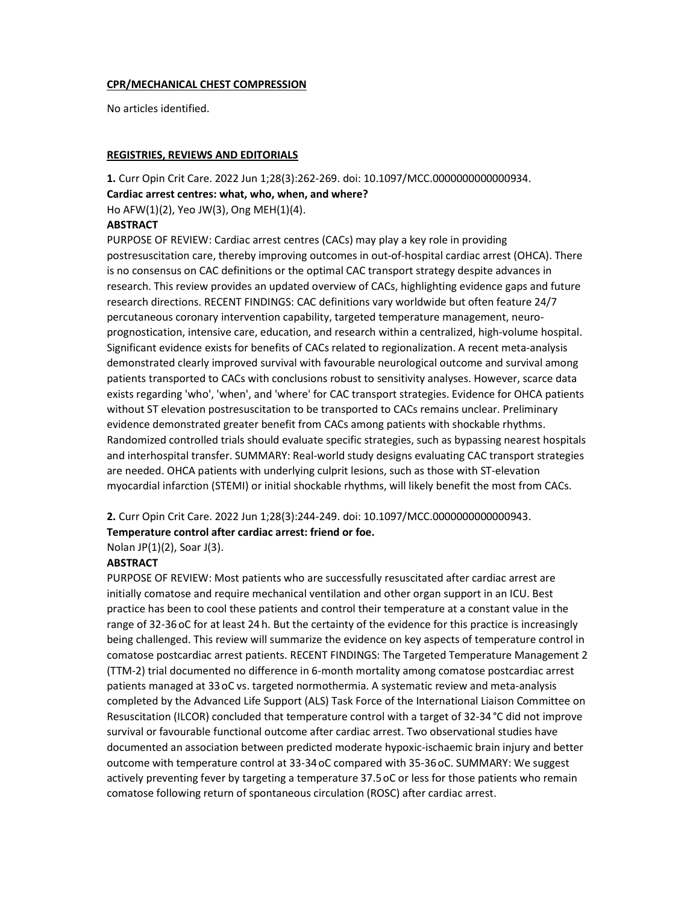**CPR/MECHANICAL CHEST COMPRESSION**

No articles identified.

**REGISTRIES, REVIEWS AND EDITORIALS**

**1.** Curr Opin Crit Care. 2022 Jun 1;28(3):262-269. doi: 10.1097/MCC.0000000000000934.

**Cardiac arrest centres: what, who, when, and where?**

Ho AFW(1)(2), Yeo JW(3), Ong MEH(1)(4).

**ABSTRACT**

PURPOSE OF REVIEW: Cardiac arrest centres (CACs) may play a key role in providing postresuscitation care, thereby improving outcomes in out-of-hospital cardiac arrest (OHCA). There is no consensus on CAC definitions or the optimal CAC transport strategy despite advances in research. This review provides an updated overview of CACs, highlighting evidence gaps and future research directions. RECENT FINDINGS: CAC definitions vary worldwide but often feature 24/7 percutaneous coronary intervention capability, targeted temperature management, neuro-prognostication, intensive care, education, and research within a centralized, high-volume hospital. Significant evidence exists for benefits of CACs related to regionalization. A recent meta-analysis demonstrated clearly improved survival with favourable neurological outcome and survival among patients transported to CACs with conclusions robust to sensitivity analyses. However, scarce data exists regarding 'who', 'when', and 'where' for CAC transport strategies. Evidence for OHCA patients without ST elevation postresuscitation to be transported to CACs remains unclear. Preliminary evidence demonstrated greater benefit from CACs among patients with shockable rhythms. Randomized controlled trials should evaluate specific strategies, such as bypassing nearest hospitals and interhospital transfer. SUMMARY: Real-world study designs evaluating CAC transport strategies are needed. OHCA patients with underlying culprit lesions, such as those with ST-elevation myocardial infarction (STEMI) or initial shockable rhythms, will likely benefit the most from CACs.

**2.** Curr Opin Crit Care. 2022 Jun 1;28(3):244-249. doi: 10.1097/MCC.0000000000000943.

**Temperature control after cardiac arrest: friend or foe.**

Nolan JP(1)(2), Soar J(3).

**ABSTRACT**

PURPOSE OF REVIEW: Most patients who are successfully resuscitated after cardiac arrest are initially comatose and require mechanical ventilation and other organ support in an ICU. Best practice has been to cool these patients and control their temperature at a constant value in the range of 32-36 oC for at least 24 h. But the certainty of the evidence for this practice is increasingly being challenged. This review will summarize the evidence on key aspects of temperature control in comatose postcardiac arrest patients. RECENT FINDINGS: The Targeted Temperature Management 2 (TTM-2) trial documented no difference in 6-month mortality among comatose postcardiac arrest patients managed at 33 oC vs. targeted normothermia. A systematic review and meta-analysis completed by the Advanced Life Support (ALS) Task Force of the International Liaison Committee on Resuscitation (ILCOR) concluded that temperature control with a target of 32-34 °C did not improve survival or favourable functional outcome after cardiac arrest. Two observational studies have documented an association between predicted moderate hypoxic-ischaemic brain injury and better outcome with temperature control at 33-34 oC compared with 35-36 oC. SUMMARY: We suggest actively preventing fever by targeting a temperature 37.5 oC or less for those patients who remain comatose following return of spontaneous circulation (ROSC) after cardiac arrest.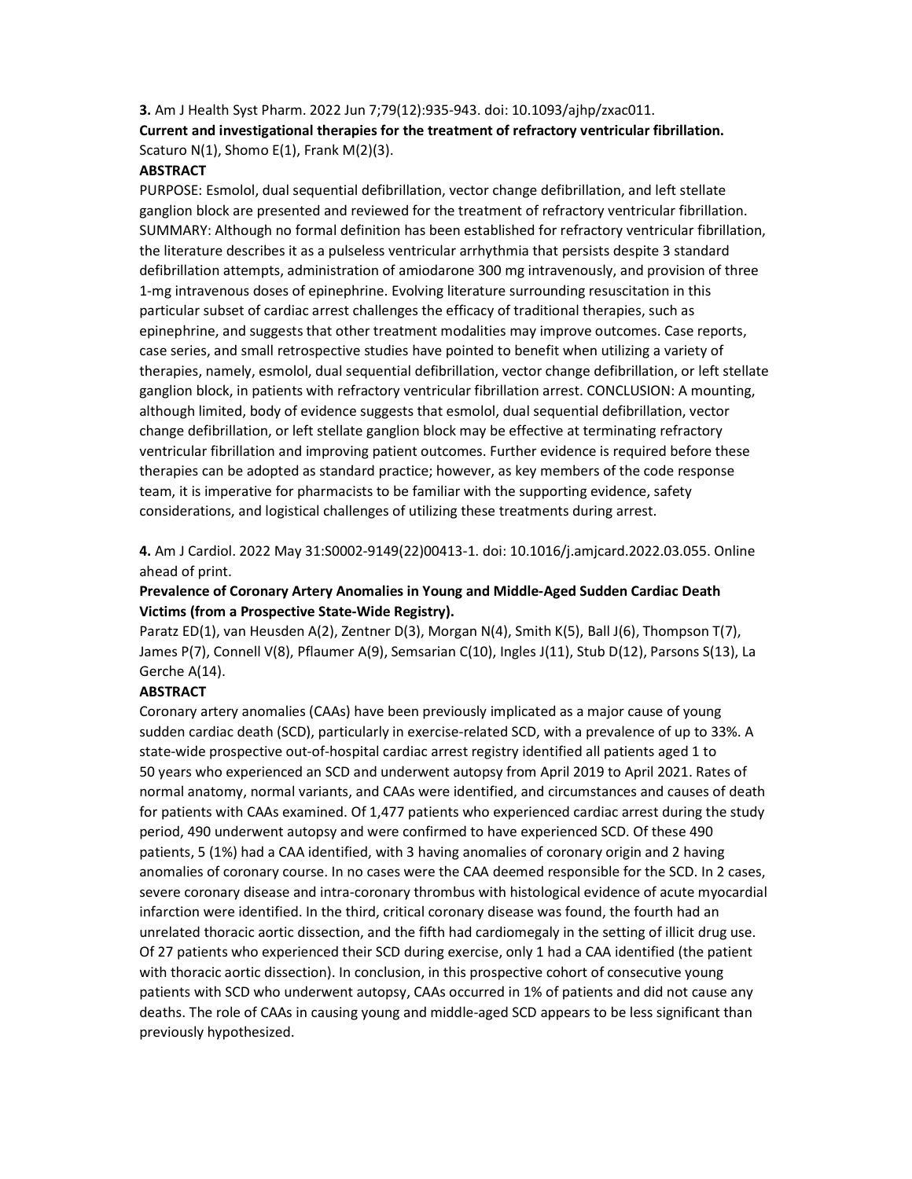**3.** Am J Health Syst Pharm. 2022 Jun 7;79(12):935-943. doi: 10.1093/ajhp/zxac011.

**Current and investigational therapies for the treatment of refractory ventricular fibrillation.**

Scaturo N(1), Shomo E(1), Frank M(2)(3).

**ABSTRACT**

PURPOSE: Esmolol, dual sequential defibrillation, vector change defibrillation, and left stellate ganglion block are presented and reviewed for the treatment of refractory ventricular fibrillation. SUMMARY: Although no formal definition has been established for refractory ventricular fibrillation, the literature describes it as a pulseless ventricular arrhythmia that persists despite 3 standard defibrillation attempts, administration of amiodarone 300 mg intravenously, and provision of three 1-mg intravenous doses of epinephrine. Evolving literature surrounding resuscitation in this particular subset of cardiac arrest challenges the efficacy of traditional therapies, such as epinephrine, and suggests that other treatment modalities may improve outcomes. Case reports, case series, and small retrospective studies have pointed to benefit when utilizing a variety of therapies, namely, esmolol, dual sequential defibrillation, vector change defibrillation, or left stellate ganglion block, in patients with refractory ventricular fibrillation arrest. CONCLUSION: A mounting, although limited, body of evidence suggests that esmolol, dual sequential defibrillation, vector change defibrillation, or left stellate ganglion block may be effective at terminating refractory ventricular fibrillation and improving patient outcomes. Further evidence is required before these therapies can be adopted as standard practice; however, as key members of the code response team, it is imperative for pharmacists to be familiar with the supporting evidence, safety considerations, and logistical challenges of utilizing these treatments during arrest.

**4.** Am J Cardiol. 2022 May 31:S0002-9149(22)00413-1. doi: 10.1016/j.amjcard.2022.03.055. Online ahead of print.

**Prevalence of Coronary Artery Anomalies in Young and Middle-Aged Sudden Cardiac Death Victims (from a Prospective State-Wide Registry).**

Paratz ED(1), van Heusden A(2), Zentner D(3), Morgan N(4), Smith K(5), Ball J(6), Thompson T(7), James P(7), Connell V(8), Pflaumer A(9), Semsarian C(10), Ingles J(11), Stub D(12), Parsons S(13), La Gerche A(14).

**ABSTRACT**

Coronary artery anomalies (CAAs) have been previously implicated as a major cause of young sudden cardiac death (SCD), particularly in exercise-related SCD, with a prevalence of up to 33%. A state-wide prospective out-of-hospital cardiac arrest registry identified all patients aged 1 to 50 years who experienced an SCD and underwent autopsy from April 2019 to April 2021. Rates of normal anatomy, normal variants, and CAAs were identified, and circumstances and causes of death for patients with CAAs examined. Of 1,477 patients who experienced cardiac arrest during the study period, 490 underwent autopsy and were confirmed to have experienced SCD. Of these 490 patients, 5 (1%) had a CAA identified, with 3 having anomalies of coronary origin and 2 having anomalies of coronary course. In no cases were the CAA deemed responsible for the SCD. In 2 cases, severe coronary disease and intra-coronary thrombus with histological evidence of acute myocardial infarction were identified. In the third, critical coronary disease was found, the fourth had an unrelated thoracic aortic dissection, and the fifth had cardiomegaly in the setting of illicit drug use. Of 27 patients who experienced their SCD during exercise, only 1 had a CAA identified (the patient with thoracic aortic dissection). In conclusion, in this prospective cohort of consecutive young patients with SCD who underwent autopsy, CAAs occurred in 1% of patients and did not cause any deaths. The role of CAAs in causing young and middle-aged SCD appears to be less significant than previously hypothesized.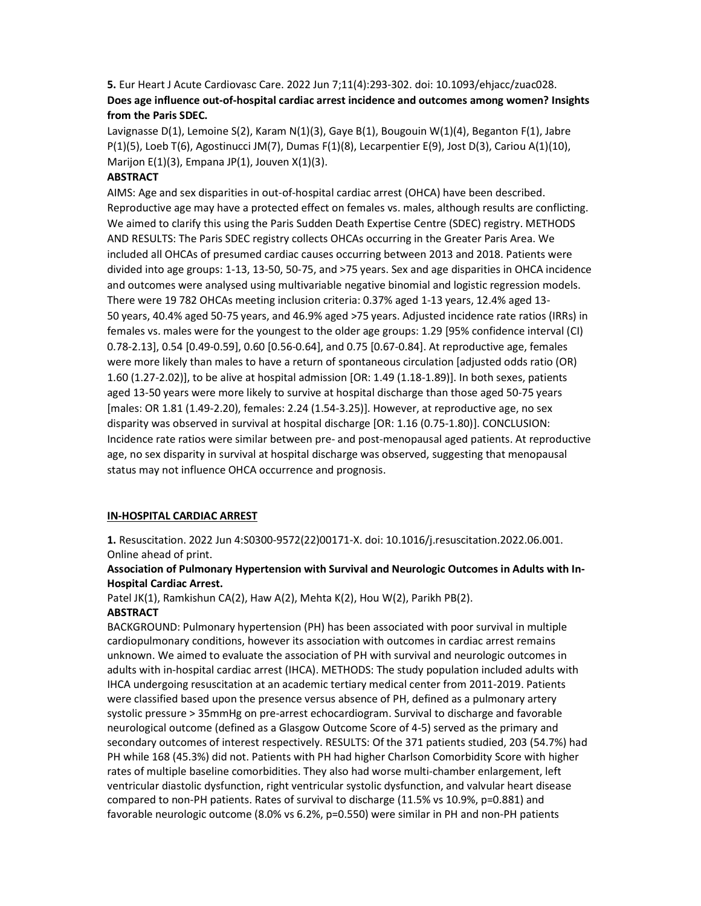**5.** Eur Heart J Acute Cardiovasc Care. 2022 Jun 7;11(4):293-302. doi: 10.1093/ehjacc/zuac028.

**Does age influence out-of-hospital cardiac arrest incidence and outcomes among women? Insights from the Paris SDEC.**

Lavignasse D(1), Lemoine S(2), Karam N(1)(3), Gaye B(1), Bougouin W(1)(4), Beganton F(1), Jabre P(1)(5), Loeb T(6), Agostinucci JM(7), Dumas F(1)(8), Lecarpentier E(9), Jost D(3), Cariou A(1)(10), Marijon E(1)(3), Empana JP(1), Jouven X(1)(3).

**ABSTRACT**

AIMS: Age and sex disparities in out-of-hospital cardiac arrest (OHCA) have been described. Reproductive age may have a protected effect on females vs. males, although results are conflicting. We aimed to clarify this using the Paris Sudden Death Expertise Centre (SDEC) registry. METHODS AND RESULTS: The Paris SDEC registry collects OHCAs occurring in the Greater Paris Area. We included all OHCAs of presumed cardiac causes occurring between 2013 and 2018. Patients were divided into age groups: 1-13, 13-50, 50-75, and >75 years. Sex and age disparities in OHCA incidence and outcomes were analysed using multivariable negative binomial and logistic regression models. There were 19 782 OHCAs meeting inclusion criteria: 0.37% aged 1-13 years, 12.4% aged 13-50 years, 40.4% aged 50-75 years, and 46.9% aged >75 years. Adjusted incidence rate ratios (IRRs) in females vs. males were for the youngest to the older age groups: 1.29 [95% confidence interval (CI) 0.78-2.13], 0.54 [0.49-0.59], 0.60 [0.56-0.64], and 0.75 [0.67-0.84]. At reproductive age, females were more likely than males to have a return of spontaneous circulation [adjusted odds ratio (OR) 1.60 (1.27-2.02)], to be alive at hospital admission [OR: 1.49 (1.18-1.89)]. In both sexes, patients aged 13-50 years were more likely to survive at hospital discharge than those aged 50-75 years [males: OR 1.81 (1.49-2.20), females: 2.24 (1.54-3.25)]. However, at reproductive age, no sex disparity was observed in survival at hospital discharge [OR: 1.16 (0.75-1.80)]. CONCLUSION: Incidence rate ratios were similar between pre- and post-menopausal aged patients. At reproductive age, no sex disparity in survival at hospital discharge was observed, suggesting that menopausal status may not influence OHCA occurrence and prognosis.

## IN-HOSPITAL CARDIAC ARREST

**1.** Resuscitation. 2022 Jun 4:S0300-9572(22)00171-X. doi: 10.1016/j.resuscitation.2022.06.001. Online ahead of print.

**Association of Pulmonary Hypertension with Survival and Neurologic Outcomes in Adults with In-Hospital Cardiac Arrest.**

Patel JK(1), Ramkishun CA(2), Haw A(2), Mehta K(2), Hou W(2), Parikh PB(2).

**ABSTRACT**

BACKGROUND: Pulmonary hypertension (PH) has been associated with poor survival in multiple cardiopulmonary conditions, however its association with outcomes in cardiac arrest remains unknown. We aimed to evaluate the association of PH with survival and neurologic outcomes in adults with in-hospital cardiac arrest (IHCA). METHODS: The study population included adults with IHCA undergoing resuscitation at an academic tertiary medical center from 2011-2019. Patients were classified based upon the presence versus absence of PH, defined as a pulmonary artery systolic pressure > 35mmHg on pre-arrest echocardiogram. Survival to discharge and favorable neurological outcome (defined as a Glasgow Outcome Score of 4-5) served as the primary and secondary outcomes of interest respectively. RESULTS: Of the 371 patients studied, 203 (54.7%) had PH while 168 (45.3%) did not. Patients with PH had higher Charlson Comorbidity Score with higher rates of multiple baseline comorbidities. They also had worse multi-chamber enlargement, left ventricular diastolic dysfunction, right ventricular systolic dysfunction, and valvular heart disease compared to non-PH patients. Rates of survival to discharge (11.5% vs 10.9%, p=0.881) and favorable neurologic outcome (8.0% vs 6.2%, p=0.550) were similar in PH and non-PH patients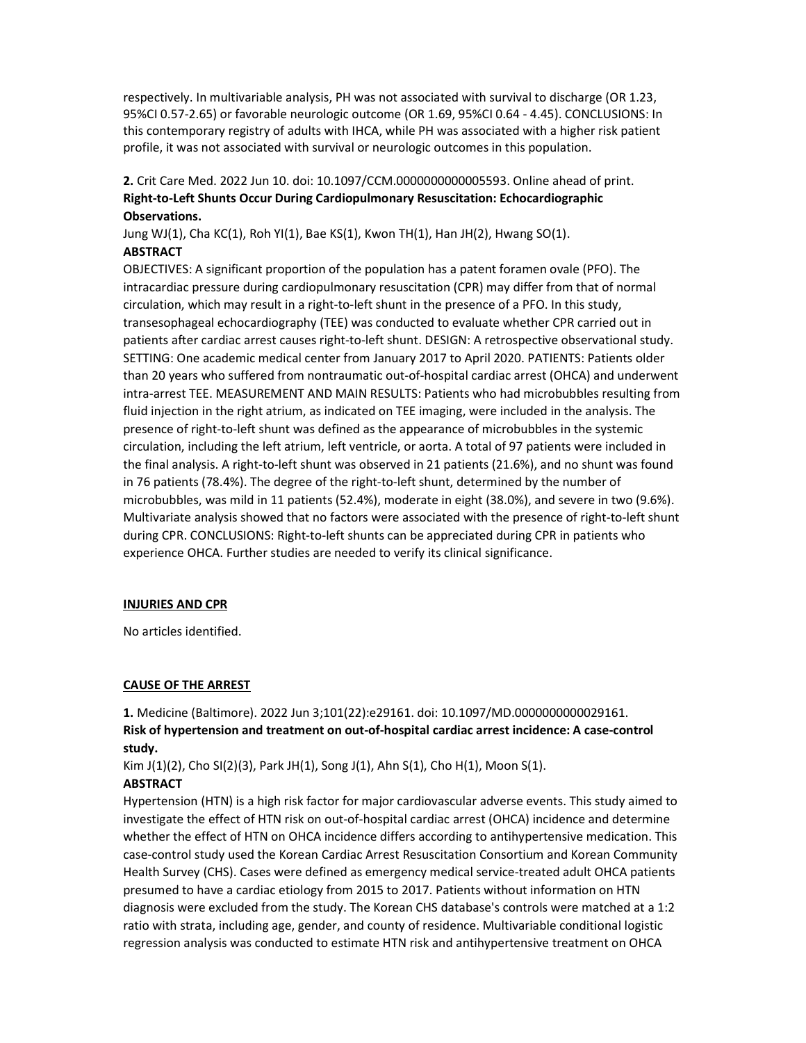respectively. In multivariable analysis, PH was not associated with survival to discharge (OR 1.23, 95%CI 0.57-2.65) or favorable neurologic outcome (OR 1.69, 95%CI 0.64 - 4.45). CONCLUSIONS: In this contemporary registry of adults with IHCA, while PH was associated with a higher risk patient profile, it was not associated with survival or neurologic outcomes in this population.

**2.** Crit Care Med. 2022 Jun 10. doi: 10.1097/CCM.0000000000005593. Online ahead of print.
**Right-to-Left Shunts Occur During Cardiopulmonary Resuscitation: Echocardiographic Observations.**
Jung WJ(1), Cha KC(1), Roh YI(1), Bae KS(1), Kwon TH(1), Han JH(2), Hwang SO(1).
**ABSTRACT**
OBJECTIVES: A significant proportion of the population has a patent foramen ovale (PFO). The intracardiac pressure during cardiopulmonary resuscitation (CPR) may differ from that of normal circulation, which may result in a right-to-left shunt in the presence of a PFO. In this study, transesophageal echocardiography (TEE) was conducted to evaluate whether CPR carried out in patients after cardiac arrest causes right-to-left shunt. DESIGN: A retrospective observational study. SETTING: One academic medical center from January 2017 to April 2020. PATIENTS: Patients older than 20 years who suffered from nontraumatic out-of-hospital cardiac arrest (OHCA) and underwent intra-arrest TEE. MEASUREMENT AND MAIN RESULTS: Patients who had microbubbles resulting from fluid injection in the right atrium, as indicated on TEE imaging, were included in the analysis. The presence of right-to-left shunt was defined as the appearance of microbubbles in the systemic circulation, including the left atrium, left ventricle, or aorta. A total of 97 patients were included in the final analysis. A right-to-left shunt was observed in 21 patients (21.6%), and no shunt was found in 76 patients (78.4%). The degree of the right-to-left shunt, determined by the number of microbubbles, was mild in 11 patients (52.4%), moderate in eight (38.0%), and severe in two (9.6%). Multivariate analysis showed that no factors were associated with the presence of right-to-left shunt during CPR. CONCLUSIONS: Right-to-left shunts can be appreciated during CPR in patients who experience OHCA. Further studies are needed to verify its clinical significance.

**INJURIES AND CPR**

No articles identified.

**CAUSE OF THE ARREST**

**1.** Medicine (Baltimore). 2022 Jun 3;101(22):e29161. doi: 10.1097/MD.0000000000029161.
**Risk of hypertension and treatment on out-of-hospital cardiac arrest incidence: A case-control study.**
Kim J(1)(2), Cho SI(2)(3), Park JH(1), Song J(1), Ahn S(1), Cho H(1), Moon S(1).
**ABSTRACT**
Hypertension (HTN) is a high risk factor for major cardiovascular adverse events. This study aimed to investigate the effect of HTN risk on out-of-hospital cardiac arrest (OHCA) incidence and determine whether the effect of HTN on OHCA incidence differs according to antihypertensive medication. This case-control study used the Korean Cardiac Arrest Resuscitation Consortium and Korean Community Health Survey (CHS). Cases were defined as emergency medical service-treated adult OHCA patients presumed to have a cardiac etiology from 2015 to 2017. Patients without information on HTN diagnosis were excluded from the study. The Korean CHS database's controls were matched at a 1:2 ratio with strata, including age, gender, and county of residence. Multivariable conditional logistic regression analysis was conducted to estimate HTN risk and antihypertensive treatment on OHCA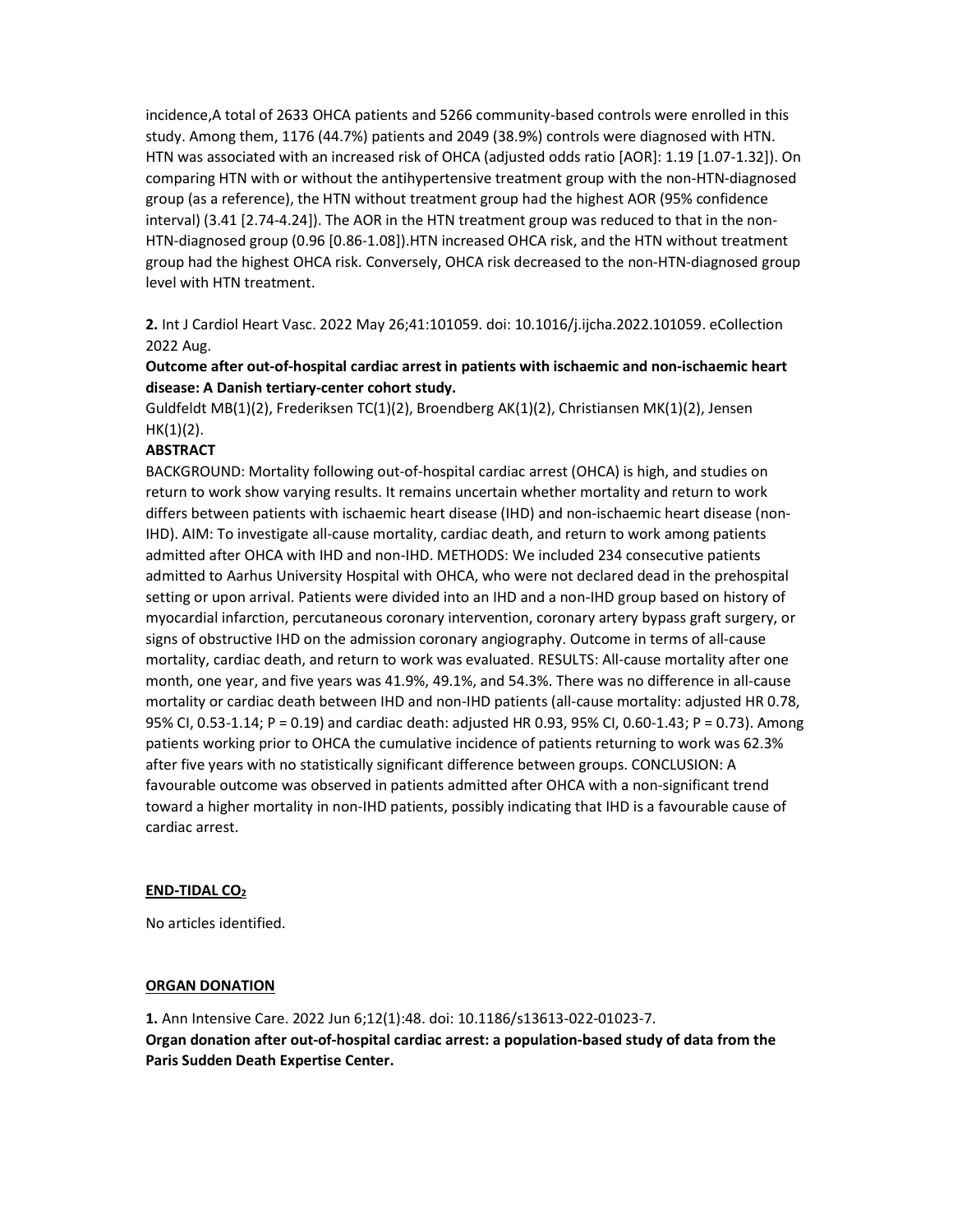incidence,A total of 2633 OHCA patients and 5266 community-based controls were enrolled in this study. Among them, 1176 (44.7%) patients and 2049 (38.9%) controls were diagnosed with HTN. HTN was associated with an increased risk of OHCA (adjusted odds ratio [AOR]: 1.19 [1.07-1.32]). On comparing HTN with or without the antihypertensive treatment group with the non-HTN-diagnosed group (as a reference), the HTN without treatment group had the highest AOR (95% confidence interval) (3.41 [2.74-4.24]). The AOR in the HTN treatment group was reduced to that in the non-HTN-diagnosed group (0.96 [0.86-1.08]).HTN increased OHCA risk, and the HTN without treatment group had the highest OHCA risk. Conversely, OHCA risk decreased to the non-HTN-diagnosed group level with HTN treatment.

**2.** Int J Cardiol Heart Vasc. 2022 May 26;41:101059. doi: 10.1016/j.ijcha.2022.101059. eCollection 2022 Aug.

**Outcome after out-of-hospital cardiac arrest in patients with ischaemic and non-ischaemic heart disease: A Danish tertiary-center cohort study.**

Guldfeldt MB(1)(2), Frederiksen TC(1)(2), Broendberg AK(1)(2), Christiansen MK(1)(2), Jensen HK(1)(2).

**ABSTRACT**

BACKGROUND: Mortality following out-of-hospital cardiac arrest (OHCA) is high, and studies on return to work show varying results. It remains uncertain whether mortality and return to work differs between patients with ischaemic heart disease (IHD) and non-ischaemic heart disease (non-IHD). AIM: To investigate all-cause mortality, cardiac death, and return to work among patients admitted after OHCA with IHD and non-IHD. METHODS: We included 234 consecutive patients admitted to Aarhus University Hospital with OHCA, who were not declared dead in the prehospital setting or upon arrival. Patients were divided into an IHD and a non-IHD group based on history of myocardial infarction, percutaneous coronary intervention, coronary artery bypass graft surgery, or signs of obstructive IHD on the admission coronary angiography. Outcome in terms of all-cause mortality, cardiac death, and return to work was evaluated. RESULTS: All-cause mortality after one month, one year, and five years was 41.9%, 49.1%, and 54.3%. There was no difference in all-cause mortality or cardiac death between IHD and non-IHD patients (all-cause mortality: adjusted HR 0.78, 95% CI, 0.53-1.14; P = 0.19) and cardiac death: adjusted HR 0.93, 95% CI, 0.60-1.43; P = 0.73). Among patients working prior to OHCA the cumulative incidence of patients returning to work was 62.3% after five years with no statistically significant difference between groups. CONCLUSION: A favourable outcome was observed in patients admitted after OHCA with a non-significant trend toward a higher mortality in non-IHD patients, possibly indicating that IHD is a favourable cause of cardiac arrest.

## END-TIDAL $CO_2$

No articles identified.

## ORGAN DONATION

**1.** Ann Intensive Care. 2022 Jun 6;12(1):48. doi: 10.1186/s13613-022-01023-7.

**Organ donation after out-of-hospital cardiac arrest: a population-based study of data from the Paris Sudden Death Expertise Center.**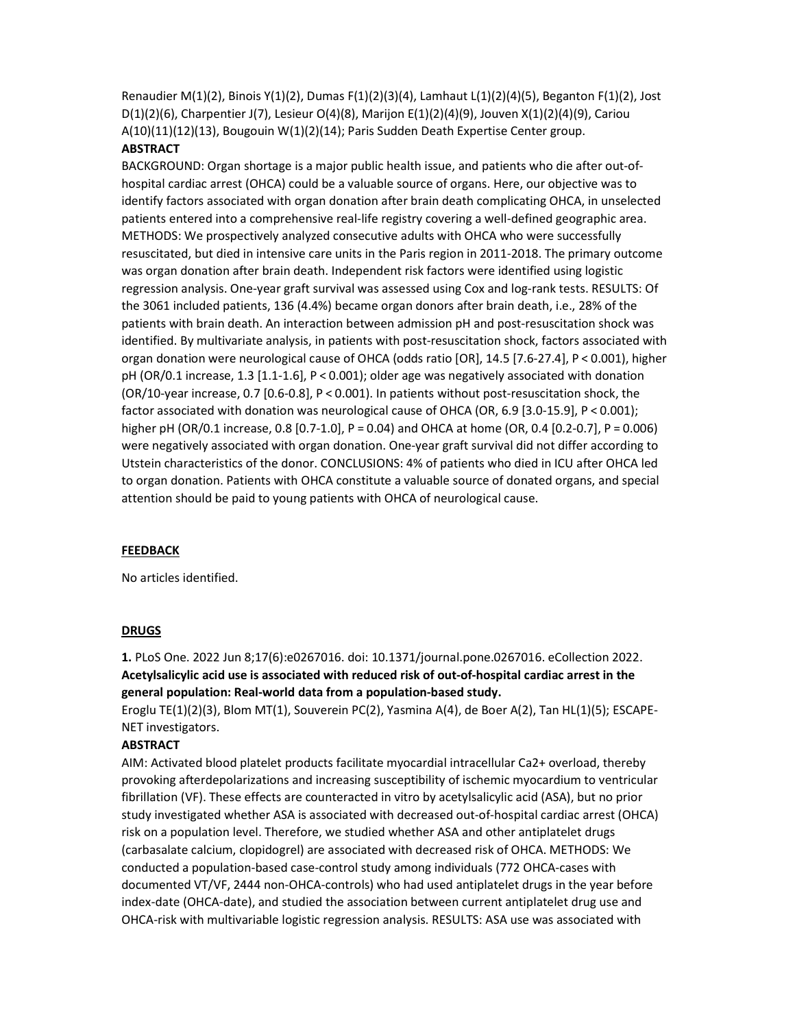Renaudier M(1)(2), Binois Y(1)(2), Dumas F(1)(2)(3)(4), Lamhaut L(1)(2)(4)(5), Beganton F(1)(2), Jost D(1)(2)(6), Charpentier J(7), Lesieur O(4)(8), Marijon E(1)(2)(4)(9), Jouven X(1)(2)(4)(9), Cariou A(10)(11)(12)(13), Bougouin W(1)(2)(14); Paris Sudden Death Expertise Center group.

**ABSTRACT**

BACKGROUND: Organ shortage is a major public health issue, and patients who die after out-of-hospital cardiac arrest (OHCA) could be a valuable source of organs. Here, our objective was to identify factors associated with organ donation after brain death complicating OHCA, in unselected patients entered into a comprehensive real-life registry covering a well-defined geographic area. METHODS: We prospectively analyzed consecutive adults with OHCA who were successfully resuscitated, but died in intensive care units in the Paris region in 2011-2018. The primary outcome was organ donation after brain death. Independent risk factors were identified using logistic regression analysis. One-year graft survival was assessed using Cox and log-rank tests. RESULTS: Of the 3061 included patients, 136 (4.4%) became organ donors after brain death, i.e., 28% of the patients with brain death. An interaction between admission pH and post-resuscitation shock was identified. By multivariate analysis, in patients with post-resuscitation shock, factors associated with organ donation were neurological cause of OHCA (odds ratio [OR], 14.5 [7.6-27.4], $P < 0.001$), higher pH (OR/0.1 increase, 1.3 [1.1-1.6], $P < 0.001$); older age was negatively associated with donation (OR/10-year increase, 0.7 [0.6-0.8], $P < 0.001$). In patients without post-resuscitation shock, the factor associated with donation was neurological cause of OHCA (OR, 6.9 [3.0-15.9], $P < 0.001$); higher pH (OR/0.1 increase, 0.8 [0.7-1.0], $P = 0.04$) and OHCA at home (OR, 0.4 [0.2-0.7], $P = 0.006$) were negatively associated with organ donation. One-year graft survival did not differ according to Utstein characteristics of the donor. CONCLUSIONS: 4% of patients who died in ICU after OHCA led to organ donation. Patients with OHCA constitute a valuable source of donated organs, and special attention should be paid to young patients with OHCA of neurological cause.

## FEEDBACK

No articles identified.

## DRUGS

**1.** PLoS One. 2022 Jun 8;17(6):e0267016. doi: 10.1371/journal.pone.0267016. eCollection 2022.
**Acetylsalicylic acid use is associated with reduced risk of out-of-hospital cardiac arrest in the general population: Real-world data from a population-based study.**

Eroglu TE(1)(2)(3), Blom MT(1), Souverein PC(2), Yasmina A(4), de Boer A(2), Tan HL(1)(5); ESCAPE-NET investigators.

**ABSTRACT**

AIM: Activated blood platelet products facilitate myocardial intracellular $Ca^{2+}$ overload, thereby provoking afterdepolarizations and increasing susceptibility of ischemic myocardium to ventricular fibrillation (VF). These effects are counteracted in vitro by acetylsalicylic acid (ASA), but no prior study investigated whether ASA is associated with decreased out-of-hospital cardiac arrest (OHCA) risk on a population level. Therefore, we studied whether ASA and other antiplatelet drugs (carbasalate calcium, clopidogrel) are associated with decreased risk of OHCA. METHODS: We conducted a population-based case-control study among individuals (772 OHCA-cases with documented VT/VF, 2444 non-OHCA-controls) who had used antiplatelet drugs in the year before index-date (OHCA-date), and studied the association between current antiplatelet drug use and OHCA-risk with multivariable logistic regression analysis. RESULTS: ASA use was associated with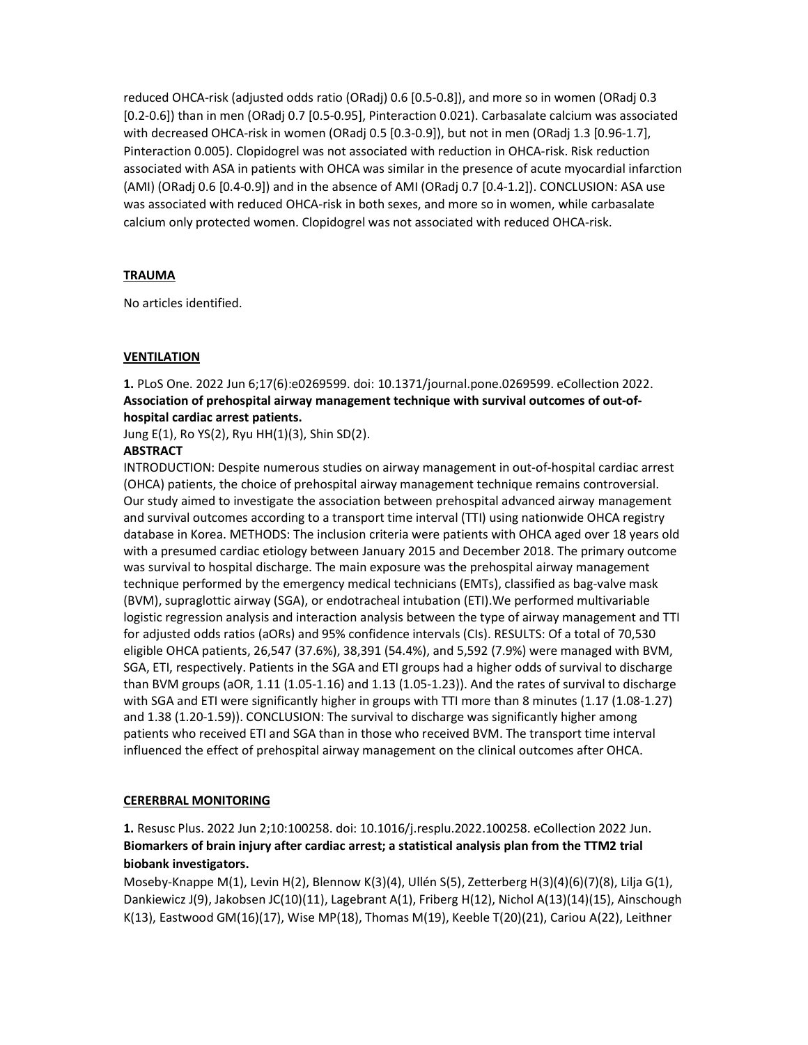reduced OHCA-risk (adjusted odds ratio (ORadj) 0.6 [0.5-0.8]), and more so in women (ORadj 0.3 [0.2-0.6]) than in men (ORadj 0.7 [0.5-0.95], Pinteraction 0.021). Carbasalate calcium was associated with decreased OHCA-risk in women (ORadj 0.5 [0.3-0.9]), but not in men (ORadj 1.3 [0.96-1.7], Pinteraction 0.005). Clopidogrel was not associated with reduction in OHCA-risk. Risk reduction associated with ASA in patients with OHCA was similar in the presence of acute myocardial infarction (AMI) (ORadj 0.6 [0.4-0.9]) and in the absence of AMI (ORadj 0.7 [0.4-1.2]). CONCLUSION: ASA use was associated with reduced OHCA-risk in both sexes, and more so in women, while carbasalate calcium only protected women. Clopidogrel was not associated with reduced OHCA-risk.

**TRAUMA**

No articles identified.

**VENTILATION**

**1.** PLoS One. 2022 Jun 6;17(6):e0269599. doi: 10.1371/journal.pone.0269599. eCollection 2022.
**Association of prehospital airway management technique with survival outcomes of out-of-hospital cardiac arrest patients.**
Jung E(1), Ro YS(2), Ryu HH(1)(3), Shin SD(2).
**ABSTRACT**
INTRODUCTION: Despite numerous studies on airway management in out-of-hospital cardiac arrest (OHCA) patients, the choice of prehospital airway management technique remains controversial. Our study aimed to investigate the association between prehospital advanced airway management and survival outcomes according to a transport time interval (TTI) using nationwide OHCA registry database in Korea. METHODS: The inclusion criteria were patients with OHCA aged over 18 years old with a presumed cardiac etiology between January 2015 and December 2018. The primary outcome was survival to hospital discharge. The main exposure was the prehospital airway management technique performed by the emergency medical technicians (EMTs), classified as bag-valve mask (BVM), supraglottic airway (SGA), or endotracheal intubation (ETI).We performed multivariable logistic regression analysis and interaction analysis between the type of airway management and TTI for adjusted odds ratios (aORs) and 95% confidence intervals (CIs). RESULTS: Of a total of 70,530 eligible OHCA patients, 26,547 (37.6%), 38,391 (54.4%), and 5,592 (7.9%) were managed with BVM, SGA, ETI, respectively. Patients in the SGA and ETI groups had a higher odds of survival to discharge than BVM groups (aOR, 1.11 (1.05-1.16) and 1.13 (1.05-1.23)). And the rates of survival to discharge with SGA and ETI were significantly higher in groups with TTI more than 8 minutes (1.17 (1.08-1.27) and 1.38 (1.20-1.59)). CONCLUSION: The survival to discharge was significantly higher among patients who received ETI and SGA than in those who received BVM. The transport time interval influenced the effect of prehospital airway management on the clinical outcomes after OHCA.

**CERERBRAL MONITORING**

**1.** Resusc Plus. 2022 Jun 2;10:100258. doi: 10.1016/j.resplu.2022.100258. eCollection 2022 Jun.
**Biomarkers of brain injury after cardiac arrest; a statistical analysis plan from the TTM2 trial biobank investigators.**
Moseby-Knappe M(1), Levin H(2), Blennow K(3)(4), Ullén S(5), Zetterberg H(3)(4)(6)(7)(8), Lilja G(1), Dankiewicz J(9), Jakobsen JC(10)(11), Lagebrant A(1), Friberg H(12), Nichol A(13)(14)(15), Ainschough K(13), Eastwood GM(16)(17), Wise MP(18), Thomas M(19), Keeble T(20)(21), Cariou A(22), Leithner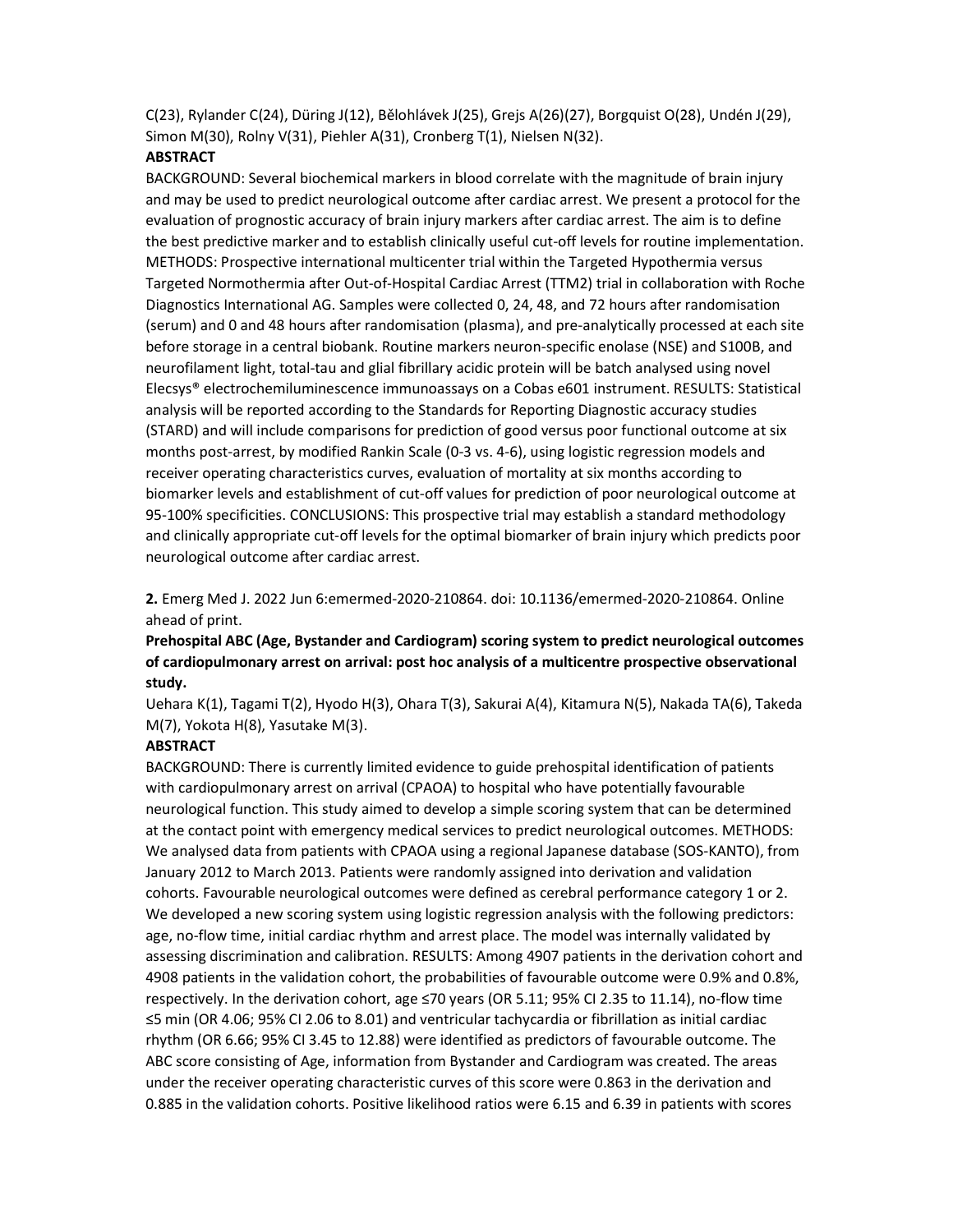C(23), Rylander C(24), Düring J(12), Bělohlávek J(25), Grejs A(26)(27), Borgquist O(28), Undén J(29), Simon M(30), Rolny V(31), Piehler A(31), Cronberg T(1), Nielsen N(32).

**ABSTRACT**

BACKGROUND: Several biochemical markers in blood correlate with the magnitude of brain injury and may be used to predict neurological outcome after cardiac arrest. We present a protocol for the evaluation of prognostic accuracy of brain injury markers after cardiac arrest. The aim is to define the best predictive marker and to establish clinically useful cut-off levels for routine implementation. METHODS: Prospective international multicenter trial within the Targeted Hypothermia versus Targeted Normothermia after Out-of-Hospital Cardiac Arrest (TTM2) trial in collaboration with Roche Diagnostics International AG. Samples were collected 0, 24, 48, and 72 hours after randomisation (serum) and 0 and 48 hours after randomisation (plasma), and pre-analytically processed at each site before storage in a central biobank. Routine markers neuron-specific enolase (NSE) and S100B, and neurofilament light, total-tau and glial fibrillary acidic protein will be batch analysed using novel Elecsys® electrochemiluminescence immunoassays on a Cobas e601 instrument. RESULTS: Statistical analysis will be reported according to the Standards for Reporting Diagnostic accuracy studies (STARD) and will include comparisons for prediction of good versus poor functional outcome at six months post-arrest, by modified Rankin Scale (0-3 vs. 4-6), using logistic regression models and receiver operating characteristics curves, evaluation of mortality at six months according to biomarker levels and establishment of cut-off values for prediction of poor neurological outcome at 95-100% specificities. CONCLUSIONS: This prospective trial may establish a standard methodology and clinically appropriate cut-off levels for the optimal biomarker of brain injury which predicts poor neurological outcome after cardiac arrest.

**2.** Emerg Med J. 2022 Jun 6:emermed-2020-210864. doi: 10.1136/emermed-2020-210864. Online ahead of print.

**Prehospital ABC (Age, Bystander and Cardiogram) scoring system to predict neurological outcomes of cardiopulmonary arrest on arrival: post hoc analysis of a multicentre prospective observational study.**

Uehara K(1), Tagami T(2), Hyodo H(3), Ohara T(3), Sakurai A(4), Kitamura N(5), Nakada TA(6), Takeda M(7), Yokota H(8), Yasutake M(3).

**ABSTRACT**

BACKGROUND: There is currently limited evidence to guide prehospital identification of patients with cardiopulmonary arrest on arrival (CPAOA) to hospital who have potentially favourable neurological function. This study aimed to develop a simple scoring system that can be determined at the contact point with emergency medical services to predict neurological outcomes. METHODS: We analysed data from patients with CPAOA using a regional Japanese database (SOS-KANTO), from January 2012 to March 2013. Patients were randomly assigned into derivation and validation cohorts. Favourable neurological outcomes were defined as cerebral performance category 1 or 2. We developed a new scoring system using logistic regression analysis with the following predictors: age, no-flow time, initial cardiac rhythm and arrest place. The model was internally validated by assessing discrimination and calibration. RESULTS: Among 4907 patients in the derivation cohort and 4908 patients in the validation cohort, the probabilities of favourable outcome were 0.9% and 0.8%, respectively. In the derivation cohort, age ≤70 years (OR 5.11; 95% CI 2.35 to 11.14), no-flow time ≤5 min (OR 4.06; 95% CI 2.06 to 8.01) and ventricular tachycardia or fibrillation as initial cardiac rhythm (OR 6.66; 95% CI 3.45 to 12.88) were identified as predictors of favourable outcome. The ABC score consisting of Age, information from Bystander and Cardiogram was created. The areas under the receiver operating characteristic curves of this score were 0.863 in the derivation and 0.885 in the validation cohorts. Positive likelihood ratios were 6.15 and 6.39 in patients with scores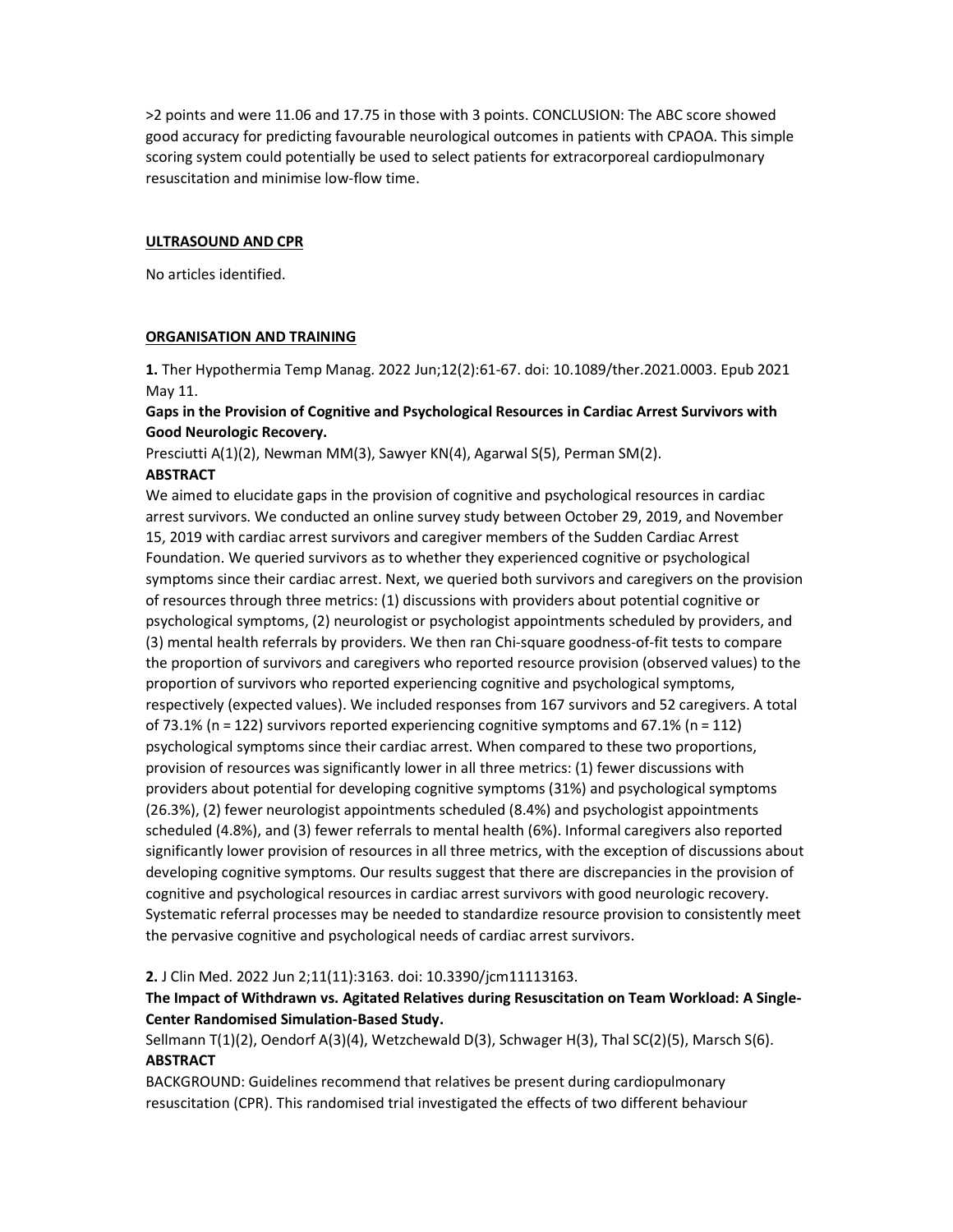>2 points and were 11.06 and 17.75 in those with 3 points. CONCLUSION: The ABC score showed good accuracy for predicting favourable neurological outcomes in patients with CPAOA. This simple scoring system could potentially be used to select patients for extracorporeal cardiopulmonary resuscitation and minimise low-flow time.

## ULTRASOUND AND CPR

No articles identified.

## ORGANISATION AND TRAINING

**1.** Ther Hypothermia Temp Manag. 2022 Jun;12(2):61-67. doi: 10.1089/ther.2021.0003. Epub 2021 May 11.

**Gaps in the Provision of Cognitive and Psychological Resources in Cardiac Arrest Survivors with Good Neurologic Recovery.**

Presciutti A(1)(2), Newman MM(3), Sawyer KN(4), Agarwal S(5), Perman SM(2).

**ABSTRACT**

We aimed to elucidate gaps in the provision of cognitive and psychological resources in cardiac arrest survivors. We conducted an online survey study between October 29, 2019, and November 15, 2019 with cardiac arrest survivors and caregiver members of the Sudden Cardiac Arrest Foundation. We queried survivors as to whether they experienced cognitive or psychological symptoms since their cardiac arrest. Next, we queried both survivors and caregivers on the provision of resources through three metrics: (1) discussions with providers about potential cognitive or psychological symptoms, (2) neurologist or psychologist appointments scheduled by providers, and (3) mental health referrals by providers. We then ran Chi-square goodness-of-fit tests to compare the proportion of survivors and caregivers who reported resource provision (observed values) to the proportion of survivors who reported experiencing cognitive and psychological symptoms, respectively (expected values). We included responses from 167 survivors and 52 caregivers. A total of 73.1% (n = 122) survivors reported experiencing cognitive symptoms and 67.1% (n = 112) psychological symptoms since their cardiac arrest. When compared to these two proportions, provision of resources was significantly lower in all three metrics: (1) fewer discussions with providers about potential for developing cognitive symptoms (31%) and psychological symptoms (26.3%), (2) fewer neurologist appointments scheduled (8.4%) and psychologist appointments scheduled (4.8%), and (3) fewer referrals to mental health (6%). Informal caregivers also reported significantly lower provision of resources in all three metrics, with the exception of discussions about developing cognitive symptoms. Our results suggest that there are discrepancies in the provision of cognitive and psychological resources in cardiac arrest survivors with good neurologic recovery. Systematic referral processes may be needed to standardize resource provision to consistently meet the pervasive cognitive and psychological needs of cardiac arrest survivors.

**2.** J Clin Med. 2022 Jun 2;11(11):3163. doi: 10.3390/jcm11113163.

**The Impact of Withdrawn vs. Agitated Relatives during Resuscitation on Team Workload: A Single-Center Randomised Simulation-Based Study.**

Sellmann T(1)(2), Oendorf A(3)(4), Wetzchewald D(3), Schwager H(3), Thal SC(2)(5), Marsch S(6).

**ABSTRACT**

BACKGROUND: Guidelines recommend that relatives be present during cardiopulmonary resuscitation (CPR). This randomised trial investigated the effects of two different behaviour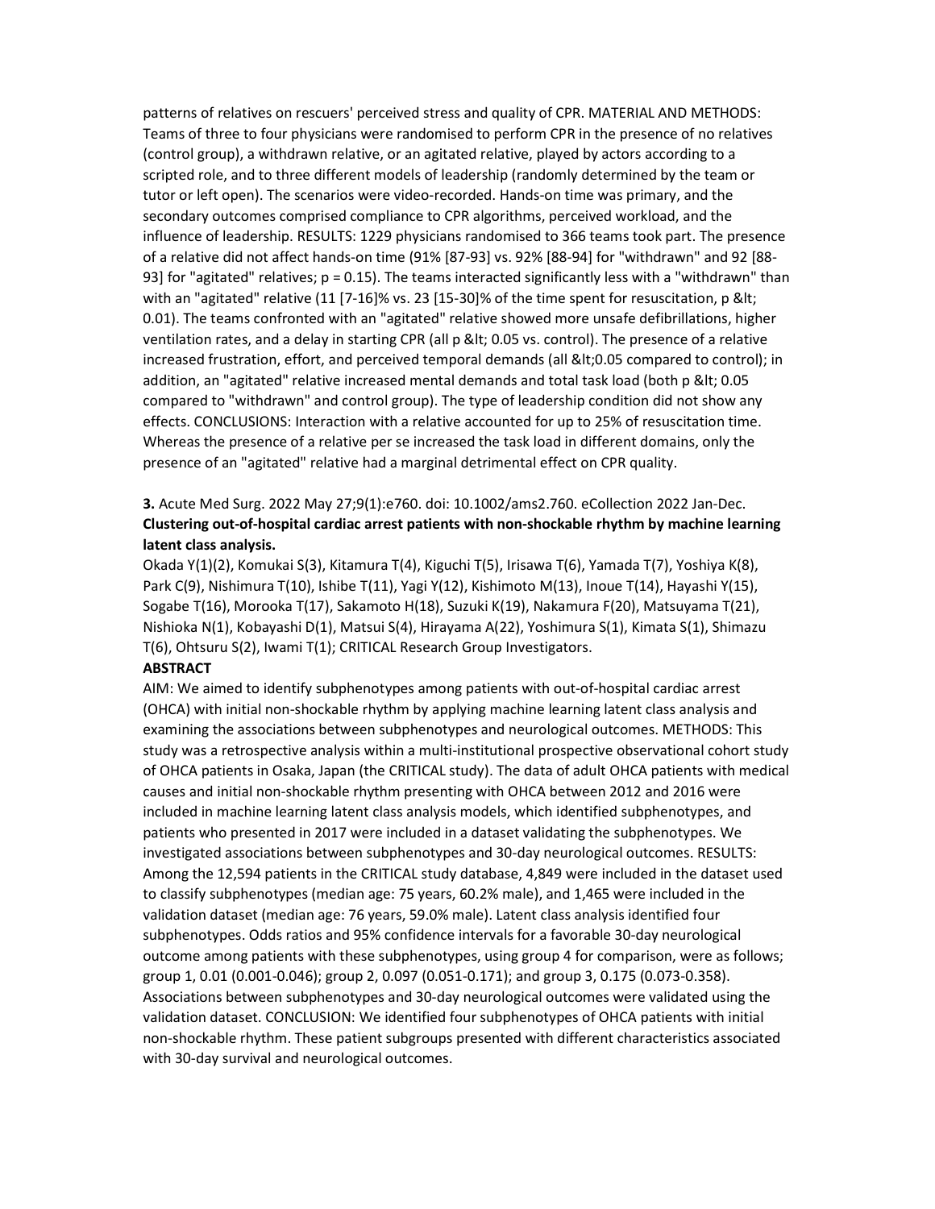patterns of relatives on rescuers' perceived stress and quality of CPR. MATERIAL AND METHODS: Teams of three to four physicians were randomised to perform CPR in the presence of no relatives (control group), a withdrawn relative, or an agitated relative, played by actors according to a scripted role, and to three different models of leadership (randomly determined by the team or tutor or left open). The scenarios were video-recorded. Hands-on time was primary, and the secondary outcomes comprised compliance to CPR algorithms, perceived workload, and the influence of leadership. RESULTS: 1229 physicians randomised to 366 teams took part. The presence of a relative did not affect hands-on time (91% [87-93] vs. 92% [88-94] for "withdrawn" and 92 [88-93] for "agitated" relatives; $p = 0.15$). The teams interacted significantly less with a "withdrawn" than with an "agitated" relative (11 [7-16]% vs. 23 [15-30]% of the time spent for resuscitation, p &lt; 0.01). The teams confronted with an "agitated" relative showed more unsafe defibrillations, higher ventilation rates, and a delay in starting CPR (all p &lt; 0.05 vs. control). The presence of a relative increased frustration, effort, and perceived temporal demands (all &lt;0.05 compared to control); in addition, an "agitated" relative increased mental demands and total task load (both p &lt; 0.05 compared to "withdrawn" and control group). The type of leadership condition did not show any effects. CONCLUSIONS: Interaction with a relative accounted for up to 25% of resuscitation time. Whereas the presence of a relative per se increased the task load in different domains, only the presence of an "agitated" relative had a marginal detrimental effect on CPR quality.

**3.** Acute Med Surg. 2022 May 27;9(1):e760. doi: 10.1002/ams2.760. eCollection 2022 Jan-Dec.
**Clustering out-of-hospital cardiac arrest patients with non-shockable rhythm by machine learning latent class analysis.**

Okada Y(1)(2), Komukai S(3), Kitamura T(4), Kiguchi T(5), Irisawa T(6), Yamada T(7), Yoshiya K(8), Park C(9), Nishimura T(10), Ishibe T(11), Yagi Y(12), Kishimoto M(13), Inoue T(14), Hayashi Y(15), Sogabe T(16), Morooka T(17), Sakamoto H(18), Suzuki K(19), Nakamura F(20), Matsuyama T(21), Nishioka N(1), Kobayashi D(1), Matsui S(4), Hirayama A(22), Yoshimura S(1), Kimata S(1), Shimazu T(6), Ohtsuru S(2), Iwami T(1); CRITICAL Research Group Investigators.

**ABSTRACT**

AIM: We aimed to identify subphenotypes among patients with out-of-hospital cardiac arrest (OHCA) with initial non-shockable rhythm by applying machine learning latent class analysis and examining the associations between subphenotypes and neurological outcomes. METHODS: This study was a retrospective analysis within a multi-institutional prospective observational cohort study of OHCA patients in Osaka, Japan (the CRITICAL study). The data of adult OHCA patients with medical causes and initial non-shockable rhythm presenting with OHCA between 2012 and 2016 were included in machine learning latent class analysis models, which identified subphenotypes, and patients who presented in 2017 were included in a dataset validating the subphenotypes. We investigated associations between subphenotypes and 30-day neurological outcomes. RESULTS: Among the 12,594 patients in the CRITICAL study database, 4,849 were included in the dataset used to classify subphenotypes (median age: 75 years, 60.2% male), and 1,465 were included in the validation dataset (median age: 76 years, 59.0% male). Latent class analysis identified four subphenotypes. Odds ratios and 95% confidence intervals for a favorable 30-day neurological outcome among patients with these subphenotypes, using group 4 for comparison, were as follows; group 1, 0.01 (0.001-0.046); group 2, 0.097 (0.051-0.171); and group 3, 0.175 (0.073-0.358). Associations between subphenotypes and 30-day neurological outcomes were validated using the validation dataset. CONCLUSION: We identified four subphenotypes of OHCA patients with initial non-shockable rhythm. These patient subgroups presented with different characteristics associated with 30-day survival and neurological outcomes.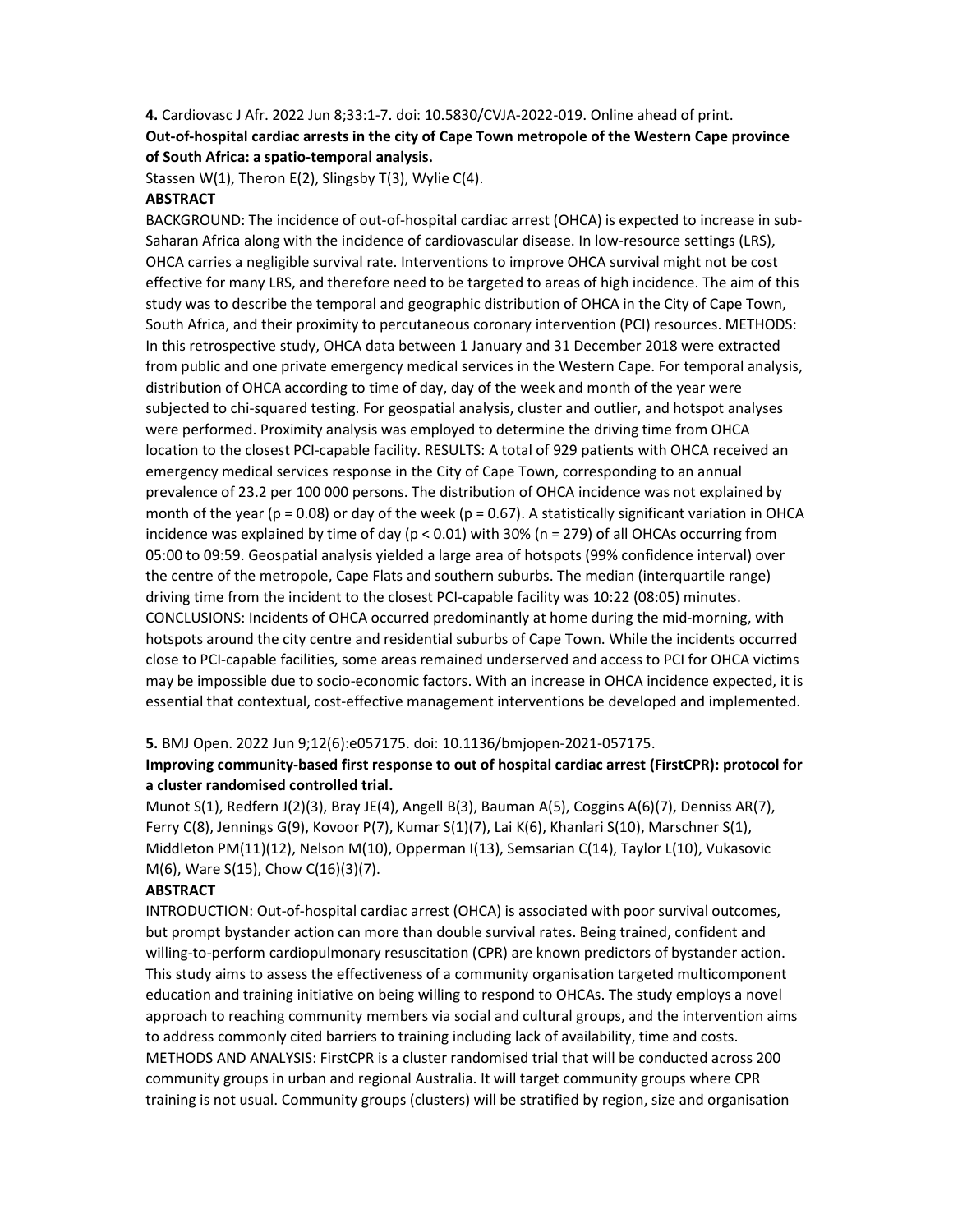**4.** Cardiovasc J Afr. 2022 Jun 8;33:1-7. doi: 10.5830/CVJA-2022-019. Online ahead of print.

**Out-of-hospital cardiac arrests in the city of Cape Town metropole of the Western Cape province of South Africa: a spatio-temporal analysis.**

Stassen W(1), Theron E(2), Slingsby T(3), Wylie C(4).

**ABSTRACT**

BACKGROUND: The incidence of out-of-hospital cardiac arrest (OHCA) is expected to increase in sub-Saharan Africa along with the incidence of cardiovascular disease. In low-resource settings (LRS), OHCA carries a negligible survival rate. Interventions to improve OHCA survival might not be cost effective for many LRS, and therefore need to be targeted to areas of high incidence. The aim of this study was to describe the temporal and geographic distribution of OHCA in the City of Cape Town, South Africa, and their proximity to percutaneous coronary intervention (PCI) resources. METHODS: In this retrospective study, OHCA data between 1 January and 31 December 2018 were extracted from public and one private emergency medical services in the Western Cape. For temporal analysis, distribution of OHCA according to time of day, day of the week and month of the year were subjected to chi-squared testing. For geospatial analysis, cluster and outlier, and hotspot analyses were performed. Proximity analysis was employed to determine the driving time from OHCA location to the closest PCI-capable facility. RESULTS: A total of 929 patients with OHCA received an emergency medical services response in the City of Cape Town, corresponding to an annual prevalence of 23.2 per 100 000 persons. The distribution of OHCA incidence was not explained by month of the year ($p = 0.08$) or day of the week ($p = 0.67$). A statistically significant variation in OHCA incidence was explained by time of day ($p < 0.01$) with 30% (n = 279) of all OHCAs occurring from 05:00 to 09:59. Geospatial analysis yielded a large area of hotspots (99% confidence interval) over the centre of the metropole, Cape Flats and southern suburbs. The median (interquartile range) driving time from the incident to the closest PCI-capable facility was 10:22 (08:05) minutes. CONCLUSIONS: Incidents of OHCA occurred predominantly at home during the mid-morning, with hotspots around the city centre and residential suburbs of Cape Town. While the incidents occurred close to PCI-capable facilities, some areas remained underserved and access to PCI for OHCA victims may be impossible due to socio-economic factors. With an increase in OHCA incidence expected, it is essential that contextual, cost-effective management interventions be developed and implemented.

**5.** BMJ Open. 2022 Jun 9;12(6):e057175. doi: 10.1136/bmjopen-2021-057175.

**Improving community-based first response to out of hospital cardiac arrest (FirstCPR): protocol for a cluster randomised controlled trial.**

Munot S(1), Redfern J(2)(3), Bray JE(4), Angell B(3), Bauman A(5), Coggins A(6)(7), Denniss AR(7), Ferry C(8), Jennings G(9), Kovoor P(7), Kumar S(1)(7), Lai K(6), Khanlari S(10), Marschner S(1), Middleton PM(11)(12), Nelson M(10), Opperman I(13), Semsarian C(14), Taylor L(10), Vukasovic M(6), Ware S(15), Chow C(16)(3)(7).

**ABSTRACT**

INTRODUCTION: Out-of-hospital cardiac arrest (OHCA) is associated with poor survival outcomes, but prompt bystander action can more than double survival rates. Being trained, confident and willing-to-perform cardiopulmonary resuscitation (CPR) are known predictors of bystander action. This study aims to assess the effectiveness of a community organisation targeted multicomponent education and training initiative on being willing to respond to OHCAs. The study employs a novel approach to reaching community members via social and cultural groups, and the intervention aims to address commonly cited barriers to training including lack of availability, time and costs. METHODS AND ANALYSIS: FirstCPR is a cluster randomised trial that will be conducted across 200 community groups in urban and regional Australia. It will target community groups where CPR training is not usual. Community groups (clusters) will be stratified by region, size and organisation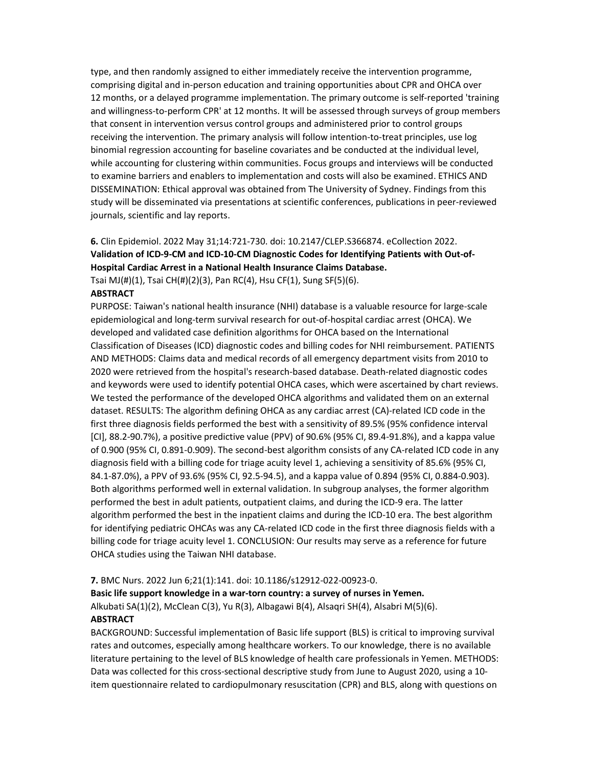type, and then randomly assigned to either immediately receive the intervention programme, comprising digital and in-person education and training opportunities about CPR and OHCA over 12 months, or a delayed programme implementation. The primary outcome is self-reported 'training and willingness-to-perform CPR' at 12 months. It will be assessed through surveys of group members that consent in intervention versus control groups and administered prior to control groups receiving the intervention. The primary analysis will follow intention-to-treat principles, use log binomial regression accounting for baseline covariates and be conducted at the individual level, while accounting for clustering within communities. Focus groups and interviews will be conducted to examine barriers and enablers to implementation and costs will also be examined. ETHICS AND DISSEMINATION: Ethical approval was obtained from The University of Sydney. Findings from this study will be disseminated via presentations at scientific conferences, publications in peer-reviewed journals, scientific and lay reports.

**6.** Clin Epidemiol. 2022 May 31;14:721-730. doi: 10.2147/CLEP.S366874. eCollection 2022.
**Validation of ICD-9-CM and ICD-10-CM Diagnostic Codes for Identifying Patients with Out-of-Hospital Cardiac Arrest in a National Health Insurance Claims Database.**
Tsai MJ(#)(1), Tsai CH(#)(2)(3), Pan RC(4), Hsu CF(1), Sung SF(5)(6).
**ABSTRACT**
PURPOSE: Taiwan's national health insurance (NHI) database is a valuable resource for large-scale epidemiological and long-term survival research for out-of-hospital cardiac arrest (OHCA). We developed and validated case definition algorithms for OHCA based on the International Classification of Diseases (ICD) diagnostic codes and billing codes for NHI reimbursement. PATIENTS AND METHODS: Claims data and medical records of all emergency department visits from 2010 to 2020 were retrieved from the hospital's research-based database. Death-related diagnostic codes and keywords were used to identify potential OHCA cases, which were ascertained by chart reviews. We tested the performance of the developed OHCA algorithms and validated them on an external dataset. RESULTS: The algorithm defining OHCA as any cardiac arrest (CA)-related ICD code in the first three diagnosis fields performed the best with a sensitivity of 89.5% (95% confidence interval [CI], 88.2-90.7%), a positive predictive value (PPV) of 90.6% (95% CI, 89.4-91.8%), and a kappa value of 0.900 (95% CI, 0.891-0.909). The second-best algorithm consists of any CA-related ICD code in any diagnosis field with a billing code for triage acuity level 1, achieving a sensitivity of 85.6% (95% CI, 84.1-87.0%), a PPV of 93.6% (95% CI, 92.5-94.5), and a kappa value of 0.894 (95% CI, 0.884-0.903). Both algorithms performed well in external validation. In subgroup analyses, the former algorithm performed the best in adult patients, outpatient claims, and during the ICD-9 era. The latter algorithm performed the best in the inpatient claims and during the ICD-10 era. The best algorithm for identifying pediatric OHCAs was any CA-related ICD code in the first three diagnosis fields with a billing code for triage acuity level 1. CONCLUSION: Our results may serve as a reference for future OHCA studies using the Taiwan NHI database.

**7.** BMC Nurs. 2022 Jun 6;21(1):141. doi: 10.1186/s12912-022-00923-0.
**Basic life support knowledge in a war-torn country: a survey of nurses in Yemen.**
Alkubati SA(1)(2), McClean C(3), Yu R(3), Albagawi B(4), Alsaqri SH(4), Alsabri M(5)(6).
**ABSTRACT**
BACKGROUND: Successful implementation of Basic life support (BLS) is critical to improving survival rates and outcomes, especially among healthcare workers. To our knowledge, there is no available literature pertaining to the level of BLS knowledge of health care professionals in Yemen. METHODS: Data was collected for this cross-sectional descriptive study from June to August 2020, using a 10-item questionnaire related to cardiopulmonary resuscitation (CPR) and BLS, along with questions on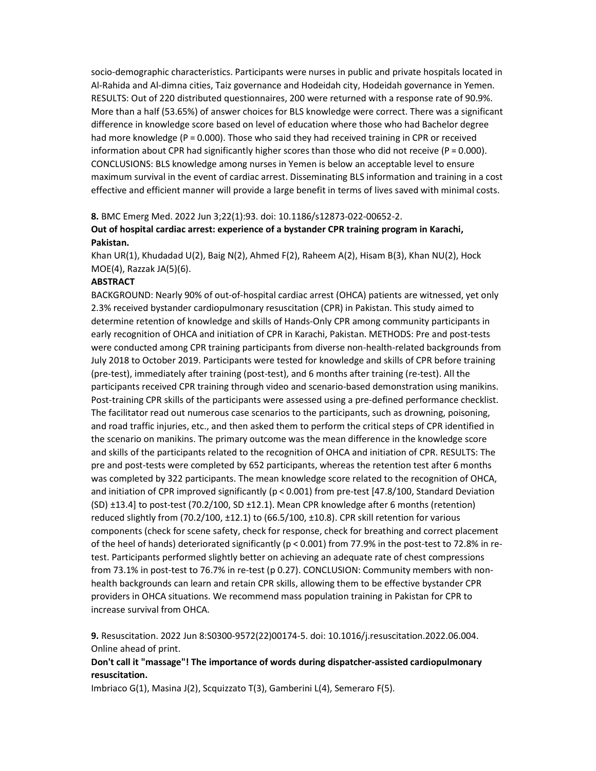socio-demographic characteristics. Participants were nurses in public and private hospitals located in Al-Rahida and Al-dimna cities, Taiz governance and Hodeidah city, Hodeidah governance in Yemen. RESULTS: Out of 220 distributed questionnaires, 200 were returned with a response rate of 90.9%. More than a half (53.65%) of answer choices for BLS knowledge were correct. There was a significant difference in knowledge score based on level of education where those who had Bachelor degree had more knowledge (P = 0.000). Those who said they had received training in CPR or received information about CPR had significantly higher scores than those who did not receive (P = 0.000). CONCLUSIONS: BLS knowledge among nurses in Yemen is below an acceptable level to ensure maximum survival in the event of cardiac arrest. Disseminating BLS information and training in a cost effective and efficient manner will provide a large benefit in terms of lives saved with minimal costs.

**8.** BMC Emerg Med. 2022 Jun 3;22(1):93. doi: 10.1186/s12873-022-00652-2.

**Out of hospital cardiac arrest: experience of a bystander CPR training program in Karachi, Pakistan.**

Khan UR(1), Khudadad U(2), Baig N(2), Ahmed F(2), Raheem A(2), Hisam B(3), Khan NU(2), Hock MOE(4), Razzak JA(5)(6).

**ABSTRACT**

BACKGROUND: Nearly 90% of out-of-hospital cardiac arrest (OHCA) patients are witnessed, yet only 2.3% received bystander cardiopulmonary resuscitation (CPR) in Pakistan. This study aimed to determine retention of knowledge and skills of Hands-Only CPR among community participants in early recognition of OHCA and initiation of CPR in Karachi, Pakistan. METHODS: Pre and post-tests were conducted among CPR training participants from diverse non-health-related backgrounds from July 2018 to October 2019. Participants were tested for knowledge and skills of CPR before training (pre-test), immediately after training (post-test), and 6 months after training (re-test). All the participants received CPR training through video and scenario-based demonstration using manikins. Post-training CPR skills of the participants were assessed using a pre-defined performance checklist. The facilitator read out numerous case scenarios to the participants, such as drowning, poisoning, and road traffic injuries, etc., and then asked them to perform the critical steps of CPR identified in the scenario on manikins. The primary outcome was the mean difference in the knowledge score and skills of the participants related to the recognition of OHCA and initiation of CPR. RESULTS: The pre and post-tests were completed by 652 participants, whereas the retention test after 6 months was completed by 322 participants. The mean knowledge score related to the recognition of OHCA, and initiation of CPR improved significantly ($p < 0.001$) from pre-test [47.8/100, Standard Deviation (SD) ±13.4] to post-test (70.2/100, SD ±12.1). Mean CPR knowledge after 6 months (retention) reduced slightly from (70.2/100, ±12.1) to (66.5/100, ±10.8). CPR skill retention for various components (check for scene safety, check for response, check for breathing and correct placement of the heel of hands) deteriorated significantly ($p < 0.001$) from 77.9% in the post-test to 72.8% in re-test. Participants performed slightly better on achieving an adequate rate of chest compressions from 73.1% in post-test to 76.7% in re-test (p 0.27). CONCLUSION: Community members with non-health backgrounds can learn and retain CPR skills, allowing them to be effective bystander CPR providers in OHCA situations. We recommend mass population training in Pakistan for CPR to increase survival from OHCA.

**9.** Resuscitation. 2022 Jun 8:S0300-9572(22)00174-5. doi: 10.1016/j.resuscitation.2022.06.004. Online ahead of print.

**Don't call it "massage"! The importance of words during dispatcher-assisted cardiopulmonary resuscitation.**

Imbriaco G(1), Masina J(2), Scquizzato T(3), Gamberini L(4), Semeraro F(5).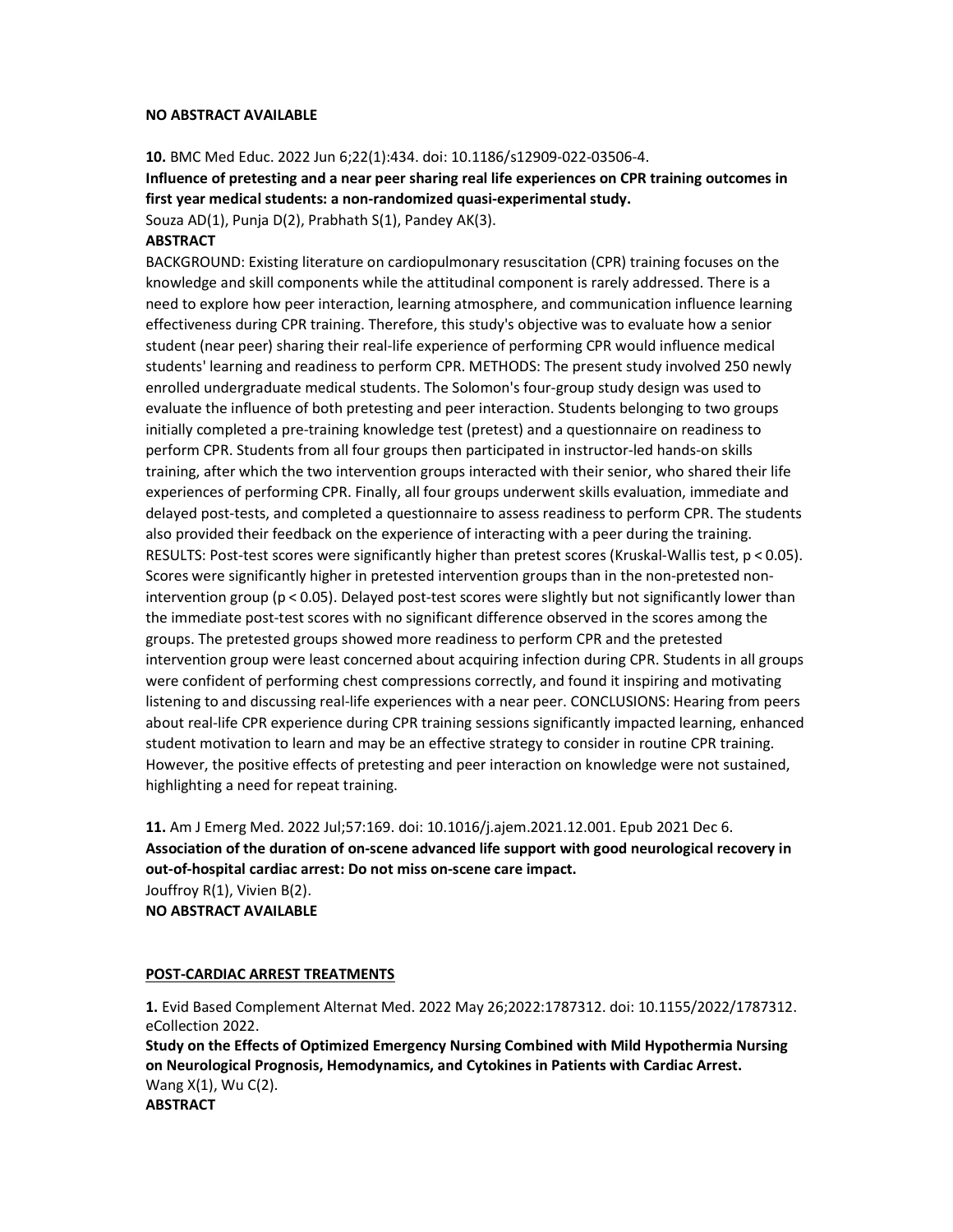**NO ABSTRACT AVAILABLE**

**10.** BMC Med Educ. 2022 Jun 6;22(1):434. doi: 10.1186/s12909-022-03506-4.

**Influence of pretesting and a near peer sharing real life experiences on CPR training outcomes in first year medical students: a non-randomized quasi-experimental study.**

Souza AD(1), Punja D(2), Prabhath S(1), Pandey AK(3).

**ABSTRACT**

BACKGROUND: Existing literature on cardiopulmonary resuscitation (CPR) training focuses on the knowledge and skill components while the attitudinal component is rarely addressed. There is a need to explore how peer interaction, learning atmosphere, and communication influence learning effectiveness during CPR training. Therefore, this study's objective was to evaluate how a senior student (near peer) sharing their real-life experience of performing CPR would influence medical students' learning and readiness to perform CPR. METHODS: The present study involved 250 newly enrolled undergraduate medical students. The Solomon's four-group study design was used to evaluate the influence of both pretesting and peer interaction. Students belonging to two groups initially completed a pre-training knowledge test (pretest) and a questionnaire on readiness to perform CPR. Students from all four groups then participated in instructor-led hands-on skills training, after which the two intervention groups interacted with their senior, who shared their life experiences of performing CPR. Finally, all four groups underwent skills evaluation, immediate and delayed post-tests, and completed a questionnaire to assess readiness to perform CPR. The students also provided their feedback on the experience of interacting with a peer during the training. RESULTS: Post-test scores were significantly higher than pretest scores (Kruskal-Wallis test, $p < 0.05$). Scores were significantly higher in pretested intervention groups than in the non-pretested non-intervention group ($p < 0.05$). Delayed post-test scores were slightly but not significantly lower than the immediate post-test scores with no significant difference observed in the scores among the groups. The pretested groups showed more readiness to perform CPR and the pretested intervention group were least concerned about acquiring infection during CPR. Students in all groups were confident of performing chest compressions correctly, and found it inspiring and motivating listening to and discussing real-life experiences with a near peer. CONCLUSIONS: Hearing from peers about real-life CPR experience during CPR training sessions significantly impacted learning, enhanced student motivation to learn and may be an effective strategy to consider in routine CPR training. However, the positive effects of pretesting and peer interaction on knowledge were not sustained, highlighting a need for repeat training.

**11.** Am J Emerg Med. 2022 Jul;57:169. doi: 10.1016/j.ajem.2021.12.001. Epub 2021 Dec 6.

**Association of the duration of on-scene advanced life support with good neurological recovery in out-of-hospital cardiac arrest: Do not miss on-scene care impact.**

Jouffroy R(1), Vivien B(2).

**NO ABSTRACT AVAILABLE**

## POST-CARDIAC ARREST TREATMENTS

**1.** Evid Based Complement Alternat Med. 2022 May 26;2022:1787312. doi: 10.1155/2022/1787312. eCollection 2022.

**Study on the Effects of Optimized Emergency Nursing Combined with Mild Hypothermia Nursing on Neurological Prognosis, Hemodynamics, and Cytokines in Patients with Cardiac Arrest.**

Wang X(1), Wu C(2).

**ABSTRACT**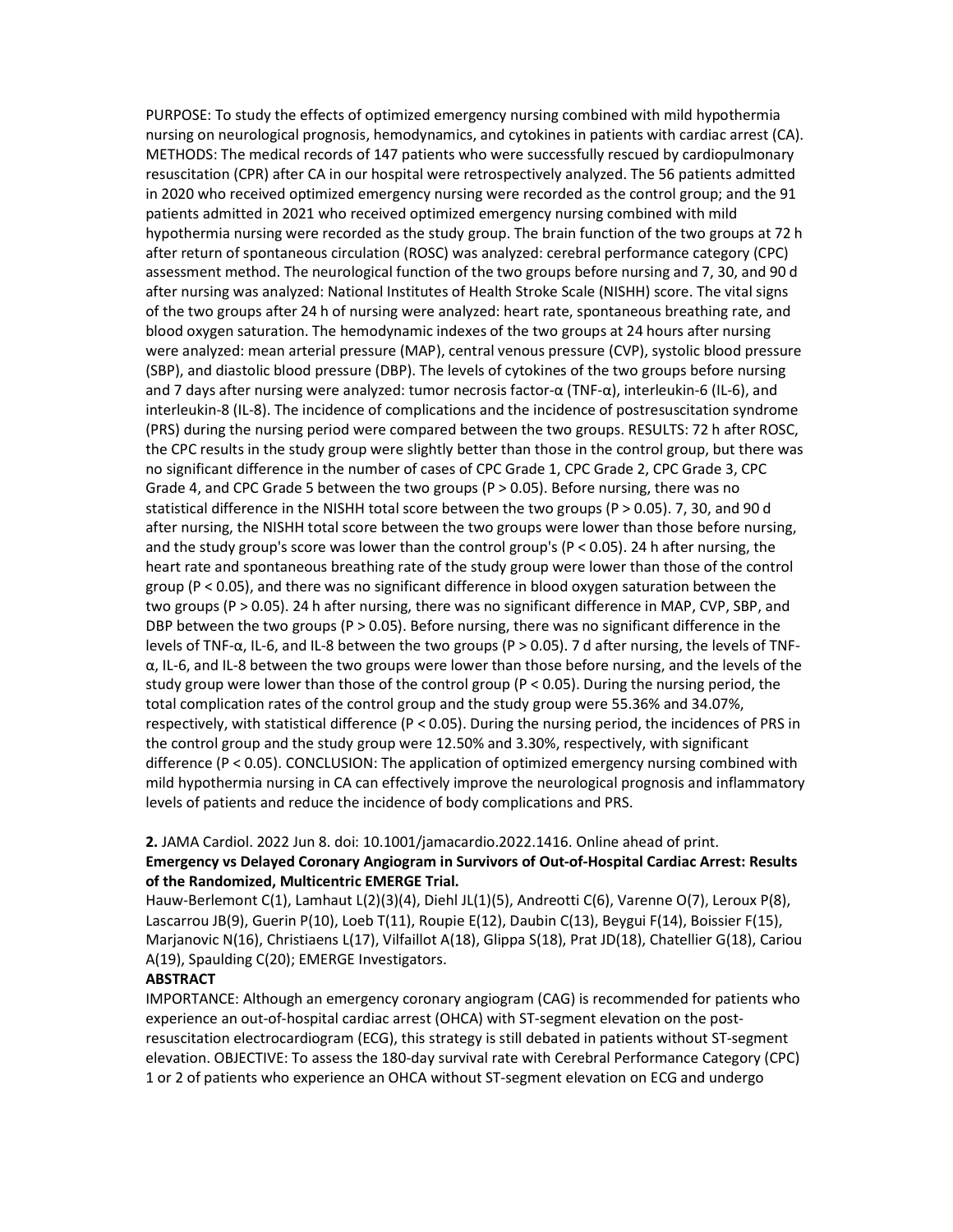PURPOSE: To study the effects of optimized emergency nursing combined with mild hypothermia nursing on neurological prognosis, hemodynamics, and cytokines in patients with cardiac arrest (CA). METHODS: The medical records of 147 patients who were successfully rescued by cardiopulmonary resuscitation (CPR) after CA in our hospital were retrospectively analyzed. The 56 patients admitted in 2020 who received optimized emergency nursing were recorded as the control group; and the 91 patients admitted in 2021 who received optimized emergency nursing combined with mild hypothermia nursing were recorded as the study group. The brain function of the two groups at 72 h after return of spontaneous circulation (ROSC) was analyzed: cerebral performance category (CPC) assessment method. The neurological function of the two groups before nursing and 7, 30, and 90 d after nursing was analyzed: National Institutes of Health Stroke Scale (NISHH) score. The vital signs of the two groups after 24 h of nursing were analyzed: heart rate, spontaneous breathing rate, and blood oxygen saturation. The hemodynamic indexes of the two groups at 24 hours after nursing were analyzed: mean arterial pressure (MAP), central venous pressure (CVP), systolic blood pressure (SBP), and diastolic blood pressure (DBP). The levels of cytokines of the two groups before nursing and 7 days after nursing were analyzed: tumor necrosis factor-α (TNF-α), interleukin-6 (IL-6), and interleukin-8 (IL-8). The incidence of complications and the incidence of postresuscitation syndrome (PRS) during the nursing period were compared between the two groups. RESULTS: 72 h after ROSC, the CPC results in the study group were slightly better than those in the control group, but there was no significant difference in the number of cases of CPC Grade 1, CPC Grade 2, CPC Grade 3, CPC Grade 4, and CPC Grade 5 between the two groups (P > 0.05). Before nursing, there was no statistical difference in the NISHH total score between the two groups (P > 0.05). 7, 30, and 90 d after nursing, the NISHH total score between the two groups were lower than those before nursing, and the study group's score was lower than the control group's (P < 0.05). 24 h after nursing, the heart rate and spontaneous breathing rate of the study group were lower than those of the control group (P < 0.05), and there was no significant difference in blood oxygen saturation between the two groups (P > 0.05). 24 h after nursing, there was no significant difference in MAP, CVP, SBP, and DBP between the two groups (P > 0.05). Before nursing, there was no significant difference in the levels of TNF-α, IL-6, and IL-8 between the two groups (P > 0.05). 7 d after nursing, the levels of TNF-α, IL-6, and IL-8 between the two groups were lower than those before nursing, and the levels of the study group were lower than those of the control group (P < 0.05). During the nursing period, the total complication rates of the control group and the study group were 55.36% and 34.07%, respectively, with statistical difference (P < 0.05). During the nursing period, the incidences of PRS in the control group and the study group were 12.50% and 3.30%, respectively, with significant difference (P < 0.05). CONCLUSION: The application of optimized emergency nursing combined with mild hypothermia nursing in CA can effectively improve the neurological prognosis and inflammatory levels of patients and reduce the incidence of body complications and PRS.

**2.** JAMA Cardiol. 2022 Jun 8. doi: 10.1001/jamacardio.2022.1416. Online ahead of print.
**Emergency vs Delayed Coronary Angiogram in Survivors of Out-of-Hospital Cardiac Arrest: Results of the Randomized, Multicentric EMERGE Trial.**
Hauw-Berlemont C(1), Lamhaut L(2)(3)(4), Diehl JL(1)(5), Andreotti C(6), Varenne O(7), Leroux P(8), Lascarrou JB(9), Guerin P(10), Loeb T(11), Roupie E(12), Daubin C(13), Beygui F(14), Boissier F(15), Marjanovic N(16), Christiaens L(17), Vilfaillot A(18), Glippa S(18), Prat JD(18), Chatellier G(18), Cariou A(19), Spaulding C(20); EMERGE Investigators.

**ABSTRACT**

IMPORTANCE: Although an emergency coronary angiogram (CAG) is recommended for patients who experience an out-of-hospital cardiac arrest (OHCA) with ST-segment elevation on the post-resuscitation electrocardiogram (ECG), this strategy is still debated in patients without ST-segment elevation. OBJECTIVE: To assess the 180-day survival rate with Cerebral Performance Category (CPC) 1 or 2 of patients who experience an OHCA without ST-segment elevation on ECG and undergo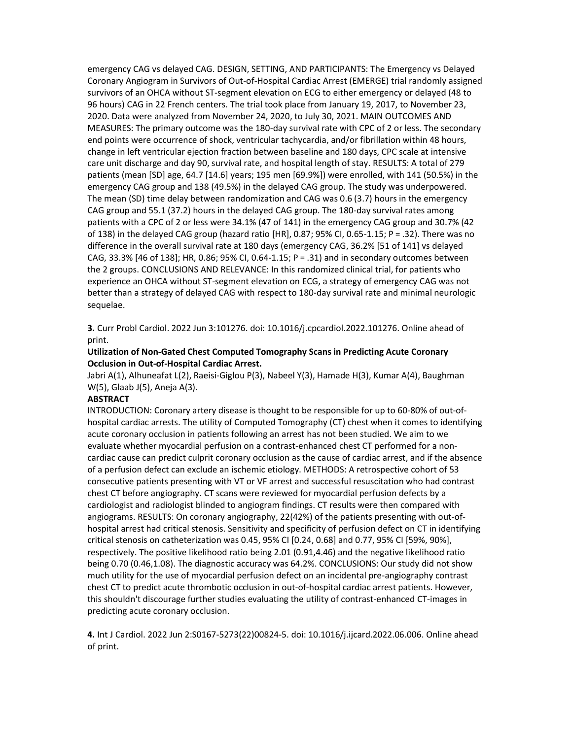emergency CAG vs delayed CAG. DESIGN, SETTING, AND PARTICIPANTS: The Emergency vs Delayed Coronary Angiogram in Survivors of Out-of-Hospital Cardiac Arrest (EMERGE) trial randomly assigned survivors of an OHCA without ST-segment elevation on ECG to either emergency or delayed (48 to 96 hours) CAG in 22 French centers. The trial took place from January 19, 2017, to November 23, 2020. Data were analyzed from November 24, 2020, to July 30, 2021. MAIN OUTCOMES AND MEASURES: The primary outcome was the 180-day survival rate with CPC of 2 or less. The secondary end points were occurrence of shock, ventricular tachycardia, and/or fibrillation within 48 hours, change in left ventricular ejection fraction between baseline and 180 days, CPC scale at intensive care unit discharge and day 90, survival rate, and hospital length of stay. RESULTS: A total of 279 patients (mean [SD] age, 64.7 [14.6] years; 195 men [69.9%]) were enrolled, with 141 (50.5%) in the emergency CAG group and 138 (49.5%) in the delayed CAG group. The study was underpowered. The mean (SD) time delay between randomization and CAG was 0.6 (3.7) hours in the emergency CAG group and 55.1 (37.2) hours in the delayed CAG group. The 180-day survival rates among patients with a CPC of 2 or less were 34.1% (47 of 141) in the emergency CAG group and 30.7% (42 of 138) in the delayed CAG group (hazard ratio [HR], 0.87; 95% CI, 0.65-1.15; P = .32). There was no difference in the overall survival rate at 180 days (emergency CAG, 36.2% [51 of 141] vs delayed CAG, 33.3% [46 of 138]; HR, 0.86; 95% CI, 0.64-1.15; P = .31) and in secondary outcomes between the 2 groups. CONCLUSIONS AND RELEVANCE: In this randomized clinical trial, for patients who experience an OHCA without ST-segment elevation on ECG, a strategy of emergency CAG was not better than a strategy of delayed CAG with respect to 180-day survival rate and minimal neurologic sequelae.

**3.** Curr Probl Cardiol. 2022 Jun 3:101276. doi: 10.1016/j.cpcardiol.2022.101276. Online ahead of print.

**Utilization of Non-Gated Chest Computed Tomography Scans in Predicting Acute Coronary Occlusion in Out-of-Hospital Cardiac Arrest.**

Jabri A(1), Alhuneafat L(2), Raeisi-Giglou P(3), Nabeel Y(3), Hamade H(3), Kumar A(4), Baughman W(5), Glaab J(5), Aneja A(3).

**ABSTRACT**

INTRODUCTION: Coronary artery disease is thought to be responsible for up to 60-80% of out-of-hospital cardiac arrests. The utility of Computed Tomography (CT) chest when it comes to identifying acute coronary occlusion in patients following an arrest has not been studied. We aim to we evaluate whether myocardial perfusion on a contrast-enhanced chest CT performed for a non-cardiac cause can predict culprit coronary occlusion as the cause of cardiac arrest, and if the absence of a perfusion defect can exclude an ischemic etiology. METHODS: A retrospective cohort of 53 consecutive patients presenting with VT or VF arrest and successful resuscitation who had contrast chest CT before angiography. CT scans were reviewed for myocardial perfusion defects by a cardiologist and radiologist blinded to angiogram findings. CT results were then compared with angiograms. RESULTS: On coronary angiography, 22(42%) of the patients presenting with out-of-hospital arrest had critical stenosis. Sensitivity and specificity of perfusion defect on CT in identifying critical stenosis on catheterization was 0.45, 95% CI [0.24, 0.68] and 0.77, 95% CI [59%, 90%], respectively. The positive likelihood ratio being 2.01 (0.91,4.46) and the negative likelihood ratio being 0.70 (0.46,1.08). The diagnostic accuracy was 64.2%. CONCLUSIONS: Our study did not show much utility for the use of myocardial perfusion defect on an incidental pre-angiography contrast chest CT to predict acute thrombotic occlusion in out-of-hospital cardiac arrest patients. However, this shouldn't discourage further studies evaluating the utility of contrast-enhanced CT-images in predicting acute coronary occlusion.

**4.** Int J Cardiol. 2022 Jun 2:S0167-5273(22)00824-5. doi: 10.1016/j.ijcard.2022.06.006. Online ahead of print.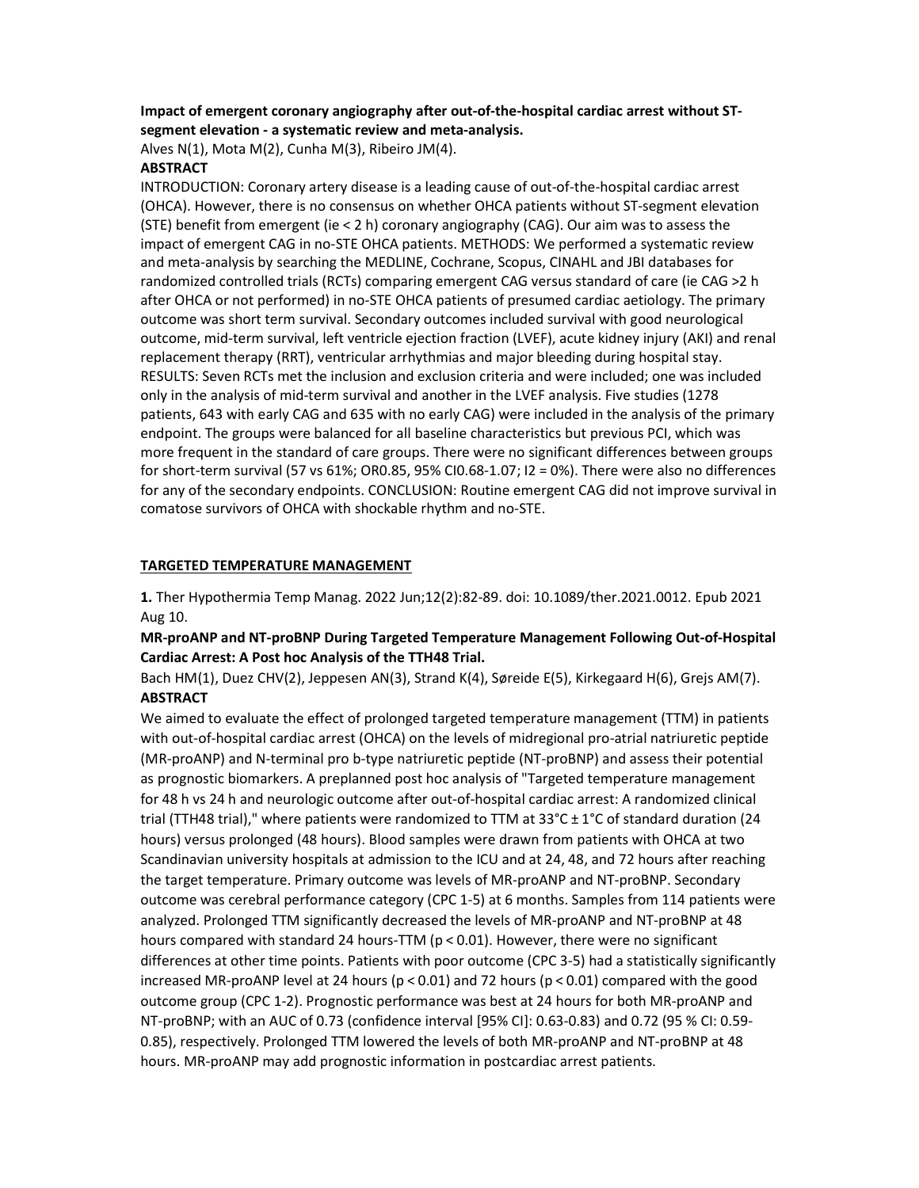**Impact of emergent coronary angiography after out-of-the-hospital cardiac arrest without ST-segment elevation - a systematic review and meta-analysis.**

Alves N(1), Mota M(2), Cunha M(3), Ribeiro JM(4).

**ABSTRACT**

INTRODUCTION: Coronary artery disease is a leading cause of out-of-the-hospital cardiac arrest (OHCA). However, there is no consensus on whether OHCA patients without ST-segment elevation (STE) benefit from emergent (ie < 2 h) coronary angiography (CAG). Our aim was to assess the impact of emergent CAG in no-STE OHCA patients. METHODS: We performed a systematic review and meta-analysis by searching the MEDLINE, Cochrane, Scopus, CINAHL and JBI databases for randomized controlled trials (RCTs) comparing emergent CAG versus standard of care (ie CAG >2 h after OHCA or not performed) in no-STE OHCA patients of presumed cardiac aetiology. The primary outcome was short term survival. Secondary outcomes included survival with good neurological outcome, mid-term survival, left ventricle ejection fraction (LVEF), acute kidney injury (AKI) and renal replacement therapy (RRT), ventricular arrhythmias and major bleeding during hospital stay. RESULTS: Seven RCTs met the inclusion and exclusion criteria and were included; one was included only in the analysis of mid-term survival and another in the LVEF analysis. Five studies (1278 patients, 643 with early CAG and 635 with no early CAG) were included in the analysis of the primary endpoint. The groups were balanced for all baseline characteristics but previous PCI, which was more frequent in the standard of care groups. There were no significant differences between groups for short-term survival (57 vs 61%; OR0.85, 95% CI0.68-1.07; I2 = 0%). There were also no differences for any of the secondary endpoints. CONCLUSION: Routine emergent CAG did not improve survival in comatose survivors of OHCA with shockable rhythm and no-STE.

**TARGETED TEMPERATURE MANAGEMENT**

**1.** Ther Hypothermia Temp Manag. 2022 Jun;12(2):82-89. doi: 10.1089/ther.2021.0012. Epub 2021 Aug 10.

**MR-proANP and NT-proBNP During Targeted Temperature Management Following Out-of-Hospital Cardiac Arrest: A Post hoc Analysis of the TTH48 Trial.**

Bach HM(1), Duez CHV(2), Jeppesen AN(3), Strand K(4), Søreide E(5), Kirkegaard H(6), Grejs AM(7).

**ABSTRACT**

We aimed to evaluate the effect of prolonged targeted temperature management (TTM) in patients with out-of-hospital cardiac arrest (OHCA) on the levels of midregional pro-atrial natriuretic peptide (MR-proANP) and N-terminal pro b-type natriuretic peptide (NT-proBNP) and assess their potential as prognostic biomarkers. A preplanned post hoc analysis of "Targeted temperature management for 48 h vs 24 h and neurologic outcome after out-of-hospital cardiac arrest: A randomized clinical trial (TTH48 trial)," where patients were randomized to TTM at 33°C ± 1°C of standard duration (24 hours) versus prolonged (48 hours). Blood samples were drawn from patients with OHCA at two Scandinavian university hospitals at admission to the ICU and at 24, 48, and 72 hours after reaching the target temperature. Primary outcome was levels of MR-proANP and NT-proBNP. Secondary outcome was cerebral performance category (CPC 1-5) at 6 months. Samples from 114 patients were analyzed. Prolonged TTM significantly decreased the levels of MR-proANP and NT-proBNP at 48 hours compared with standard 24 hours-TTM ($p < 0.01$). However, there were no significant differences at other time points. Patients with poor outcome (CPC 3-5) had a statistically significantly increased MR-proANP level at 24 hours ($p < 0.01$) and 72 hours ($p < 0.01$) compared with the good outcome group (CPC 1-2). Prognostic performance was best at 24 hours for both MR-proANP and NT-proBNP; with an AUC of 0.73 (confidence interval [95% CI]: 0.63-0.83) and 0.72 (95 % CI: 0.59-0.85), respectively. Prolonged TTM lowered the levels of both MR-proANP and NT-proBNP at 48 hours. MR-proANP may add prognostic information in postcardiac arrest patients.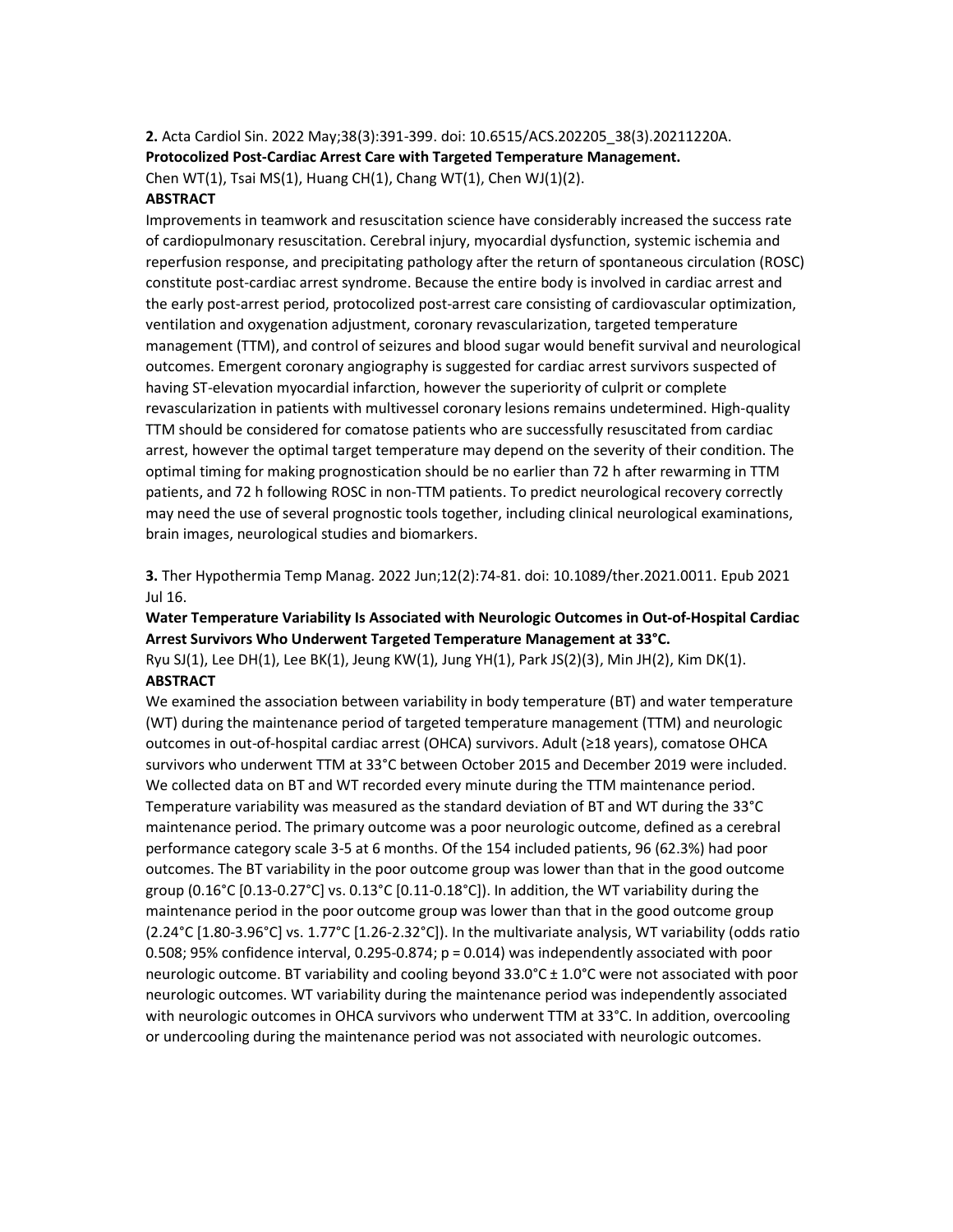**2.** Acta Cardiol Sin. 2022 May;38(3):391-399. doi: 10.6515/ACS.202205_38(3).20211220A.

**Protocolized Post-Cardiac Arrest Care with Targeted Temperature Management.**

Chen WT(1), Tsai MS(1), Huang CH(1), Chang WT(1), Chen WJ(1)(2).

**ABSTRACT**

Improvements in teamwork and resuscitation science have considerably increased the success rate of cardiopulmonary resuscitation. Cerebral injury, myocardial dysfunction, systemic ischemia and reperfusion response, and precipitating pathology after the return of spontaneous circulation (ROSC) constitute post-cardiac arrest syndrome. Because the entire body is involved in cardiac arrest and the early post-arrest period, protocolized post-arrest care consisting of cardiovascular optimization, ventilation and oxygenation adjustment, coronary revascularization, targeted temperature management (TTM), and control of seizures and blood sugar would benefit survival and neurological outcomes. Emergent coronary angiography is suggested for cardiac arrest survivors suspected of having ST-elevation myocardial infarction, however the superiority of culprit or complete revascularization in patients with multivessel coronary lesions remains undetermined. High-quality TTM should be considered for comatose patients who are successfully resuscitated from cardiac arrest, however the optimal target temperature may depend on the severity of their condition. The optimal timing for making prognostication should be no earlier than 72 h after rewarming in TTM patients, and 72 h following ROSC in non-TTM patients. To predict neurological recovery correctly may need the use of several prognostic tools together, including clinical neurological examinations, brain images, neurological studies and biomarkers.

**3.** Ther Hypothermia Temp Manag. 2022 Jun;12(2):74-81. doi: 10.1089/ther.2021.0011. Epub 2021 Jul 16.

**Water Temperature Variability Is Associated with Neurologic Outcomes in Out-of-Hospital Cardiac Arrest Survivors Who Underwent Targeted Temperature Management at 33°C.**

Ryu SJ(1), Lee DH(1), Lee BK(1), Jeung KW(1), Jung YH(1), Park JS(2)(3), Min JH(2), Kim DK(1).

**ABSTRACT**

We examined the association between variability in body temperature (BT) and water temperature (WT) during the maintenance period of targeted temperature management (TTM) and neurologic outcomes in out-of-hospital cardiac arrest (OHCA) survivors. Adult (≥18 years), comatose OHCA survivors who underwent TTM at 33°C between October 2015 and December 2019 were included. We collected data on BT and WT recorded every minute during the TTM maintenance period. Temperature variability was measured as the standard deviation of BT and WT during the 33°C maintenance period. The primary outcome was a poor neurologic outcome, defined as a cerebral performance category scale 3-5 at 6 months. Of the 154 included patients, 96 (62.3%) had poor outcomes. The BT variability in the poor outcome group was lower than that in the good outcome group (0.16°C [0.13-0.27°C] vs. 0.13°C [0.11-0.18°C]). In addition, the WT variability during the maintenance period in the poor outcome group was lower than that in the good outcome group (2.24°C [1.80-3.96°C] vs. 1.77°C [1.26-2.32°C]). In the multivariate analysis, WT variability (odds ratio 0.508; 95% confidence interval, 0.295-0.874; $p = 0.014$) was independently associated with poor neurologic outcome. BT variability and cooling beyond 33.0°C ± 1.0°C were not associated with poor neurologic outcomes. WT variability during the maintenance period was independently associated with neurologic outcomes in OHCA survivors who underwent TTM at 33°C. In addition, overcooling or undercooling during the maintenance period was not associated with neurologic outcomes.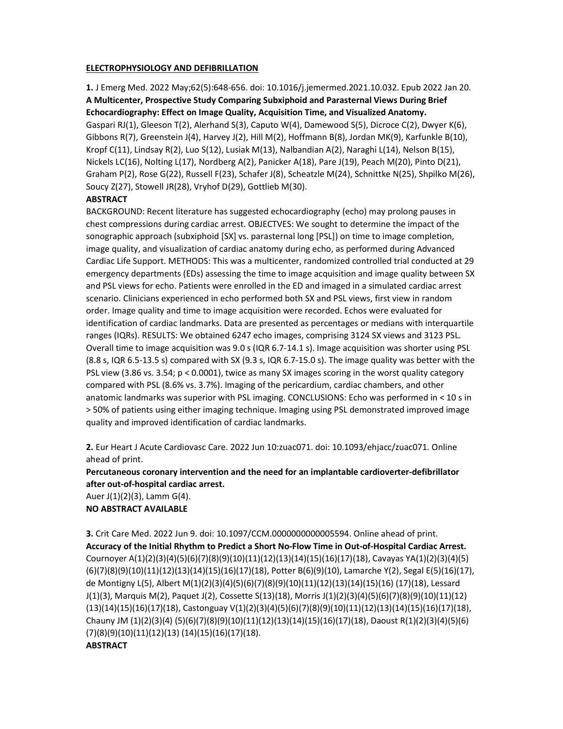## ELECTROPHYSIOLOGY AND DEFIBRILLATION

**1.** J Emerg Med. 2022 May;62(5):648-656. doi: 10.1016/j.jemermed.2021.10.032. Epub 2022 Jan 20.
**A Multicenter, Prospective Study Comparing Subxiphoid and Parasternal Views During Brief Echocardiography: Effect on Image Quality, Acquisition Time, and Visualized Anatomy.**
Gaspari RJ(1), Gleeson T(2), Alerhand S(3), Caputo W(4), Damewood S(5), Dicroce C(2), Dwyer K(6), Gibbons R(7), Greenstein J(4), Harvey J(2), Hill M(2), Hoffmann B(8), Jordan MK(9), Karfunkle B(10), Kropf C(11), Lindsay R(2), Luo S(12), Lusiak M(13), Nalbandian A(2), Naraghi L(14), Nelson B(15), Nickels LC(16), Nolting L(17), Nordberg A(2), Panicker A(18), Pare J(19), Peach M(20), Pinto D(21), Graham P(2), Rose G(22), Russell F(23), Schafer J(8), Scheatzle M(24), Schnittke N(25), Shpilko M(26), Soucy Z(27), Stowell JR(28), Vryhof D(29), Gottlieb M(30).

**ABSTRACT**

BACKGROUND: Recent literature has suggested echocardiography (echo) may prolong pauses in chest compressions during cardiac arrest. OBJECTVES: We sought to determine the impact of the sonographic approach (subxiphoid [SX] vs. parasternal long [PSL]) on time to image completion, image quality, and visualization of cardiac anatomy during echo, as performed during Advanced Cardiac Life Support. METHODS: This was a multicenter, randomized controlled trial conducted at 29 emergency departments (EDs) assessing the time to image acquisition and image quality between SX and PSL views for echo. Patients were enrolled in the ED and imaged in a simulated cardiac arrest scenario. Clinicians experienced in echo performed both SX and PSL views, first view in random order. Image quality and time to image acquisition were recorded. Echos were evaluated for identification of cardiac landmarks. Data are presented as percentages or medians with interquartile ranges (IQRs). RESULTS: We obtained 6247 echo images, comprising 3124 SX views and 3123 PSL. Overall time to image acquisition was 9.0 s (IQR 6.7-14.1 s). Image acquisition was shorter using PSL (8.8 s, IQR 6.5-13.5 s) compared with SX (9.3 s, IQR 6.7-15.0 s). The image quality was better with the PSL view (3.86 vs. 3.54; $p < 0.0001$), twice as many SX images scoring in the worst quality category compared with PSL (8.6% vs. 3.7%). Imaging of the pericardium, cardiac chambers, and other anatomic landmarks was superior with PSL imaging. CONCLUSIONS: Echo was performed in < 10 s in > 50% of patients using either imaging technique. Imaging using PSL demonstrated improved image quality and improved identification of cardiac landmarks.

**2.** Eur Heart J Acute Cardiovasc Care. 2022 Jun 10:zuac071. doi: 10.1093/ehjacc/zuac071. Online ahead of print.
**Percutaneous coronary intervention and the need for an implantable cardioverter-defibrillator after out-of-hospital cardiac arrest.**
Auer J(1)(2)(3), Lamm G(4).
**NO ABSTRACT AVAILABLE**

**3.** Crit Care Med. 2022 Jun 9. doi: 10.1097/CCM.0000000000005594. Online ahead of print.
**Accuracy of the Initial Rhythm to Predict a Short No-Flow Time in Out-of-Hospital Cardiac Arrest.**
Cournoyer A(1)(2)(3)(4)(5)(6)(7)(8)(9)(10)(11)(12)(13)(14)(15)(16)(17)(18), Cavayas YA(1)(2)(3)(4)(5)(6)(7)(8)(9)(10)(11)(12)(13)(14)(15)(16)(17)(18), Potter B(6)(9)(10), Lamarche Y(2), Segal E(5)(16)(17), de Montigny L(5), Albert M(1)(2)(3)(4)(5)(6)(7)(8)(9)(10)(11)(12)(13)(14)(15)(16) (17)(18), Lessard J(1)(3), Marquis M(2), Paquet J(2), Cossette S(13)(18), Morris J(1)(2)(3)(4)(5)(6)(7)(8)(9)(10)(11)(12)(13)(14)(15)(16)(17)(18), Castonguay V(1)(2)(3)(4)(5)(6)(7)(8)(9)(10)(11)(12)(13)(14)(15)(16)(17)(18), Chauny JM (1)(2)(3)(4) (5)(6)(7)(8)(9)(10)(11)(12)(13)(14)(15)(16)(17)(18), Daoust R(1)(2)(3)(4)(5)(6)(7)(8)(9)(10)(11)(12)(13) (14)(15)(16)(17)(18).

**ABSTRACT**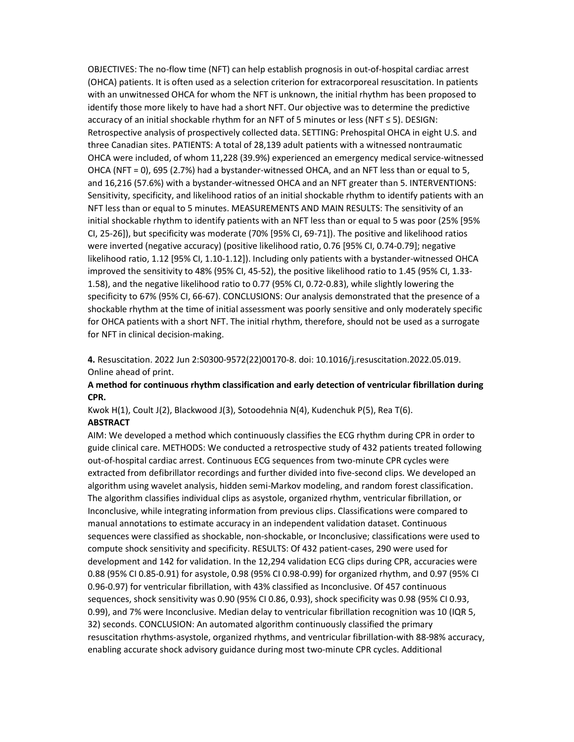OBJECTIVES: The no-flow time (NFT) can help establish prognosis in out-of-hospital cardiac arrest (OHCA) patients. It is often used as a selection criterion for extracorporeal resuscitation. In patients with an unwitnessed OHCA for whom the NFT is unknown, the initial rhythm has been proposed to identify those more likely to have had a short NFT. Our objective was to determine the predictive accuracy of an initial shockable rhythm for an NFT of 5 minutes or less (NFT ≤ 5). DESIGN: Retrospective analysis of prospectively collected data. SETTING: Prehospital OHCA in eight U.S. and three Canadian sites. PATIENTS: A total of 28,139 adult patients with a witnessed nontraumatic OHCA were included, of whom 11,228 (39.9%) experienced an emergency medical service-witnessed OHCA (NFT = 0), 695 (2.7%) had a bystander-witnessed OHCA, and an NFT less than or equal to 5, and 16,216 (57.6%) with a bystander-witnessed OHCA and an NFT greater than 5. INTERVENTIONS: Sensitivity, specificity, and likelihood ratios of an initial shockable rhythm to identify patients with an NFT less than or equal to 5 minutes. MEASUREMENTS AND MAIN RESULTS: The sensitivity of an initial shockable rhythm to identify patients with an NFT less than or equal to 5 was poor (25% [95% CI, 25-26]), but specificity was moderate (70% [95% CI, 69-71]). The positive and likelihood ratios were inverted (negative accuracy) (positive likelihood ratio, 0.76 [95% CI, 0.74-0.79]; negative likelihood ratio, 1.12 [95% CI, 1.10-1.12]). Including only patients with a bystander-witnessed OHCA improved the sensitivity to 48% (95% CI, 45-52), the positive likelihood ratio to 1.45 (95% CI, 1.33-1.58), and the negative likelihood ratio to 0.77 (95% CI, 0.72-0.83), while slightly lowering the specificity to 67% (95% CI, 66-67). CONCLUSIONS: Our analysis demonstrated that the presence of a shockable rhythm at the time of initial assessment was poorly sensitive and only moderately specific for OHCA patients with a short NFT. The initial rhythm, therefore, should not be used as a surrogate for NFT in clinical decision-making.

**4.** Resuscitation. 2022 Jun 2:S0300-9572(22)00170-8. doi: 10.1016/j.resuscitation.2022.05.019. Online ahead of print.

**A method for continuous rhythm classification and early detection of ventricular fibrillation during CPR.**

Kwok H(1), Coult J(2), Blackwood J(3), Sotoodehnia N(4), Kudenchuk P(5), Rea T(6).

**ABSTRACT**

AIM: We developed a method which continuously classifies the ECG rhythm during CPR in order to guide clinical care. METHODS: We conducted a retrospective study of 432 patients treated following out-of-hospital cardiac arrest. Continuous ECG sequences from two-minute CPR cycles were extracted from defibrillator recordings and further divided into five-second clips. We developed an algorithm using wavelet analysis, hidden semi-Markov modeling, and random forest classification. The algorithm classifies individual clips as asystole, organized rhythm, ventricular fibrillation, or Inconclusive, while integrating information from previous clips. Classifications were compared to manual annotations to estimate accuracy in an independent validation dataset. Continuous sequences were classified as shockable, non-shockable, or Inconclusive; classifications were used to compute shock sensitivity and specificity. RESULTS: Of 432 patient-cases, 290 were used for development and 142 for validation. In the 12,294 validation ECG clips during CPR, accuracies were 0.88 (95% CI 0.85-0.91) for asystole, 0.98 (95% CI 0.98-0.99) for organized rhythm, and 0.97 (95% CI 0.96-0.97) for ventricular fibrillation, with 43% classified as Inconclusive. Of 457 continuous sequences, shock sensitivity was 0.90 (95% CI 0.86, 0.93), shock specificity was 0.98 (95% CI 0.93, 0.99), and 7% were Inconclusive. Median delay to ventricular fibrillation recognition was 10 (IQR 5, 32) seconds. CONCLUSION: An automated algorithm continuously classified the primary resuscitation rhythms-asystole, organized rhythms, and ventricular fibrillation-with 88-98% accuracy, enabling accurate shock advisory guidance during most two-minute CPR cycles. Additional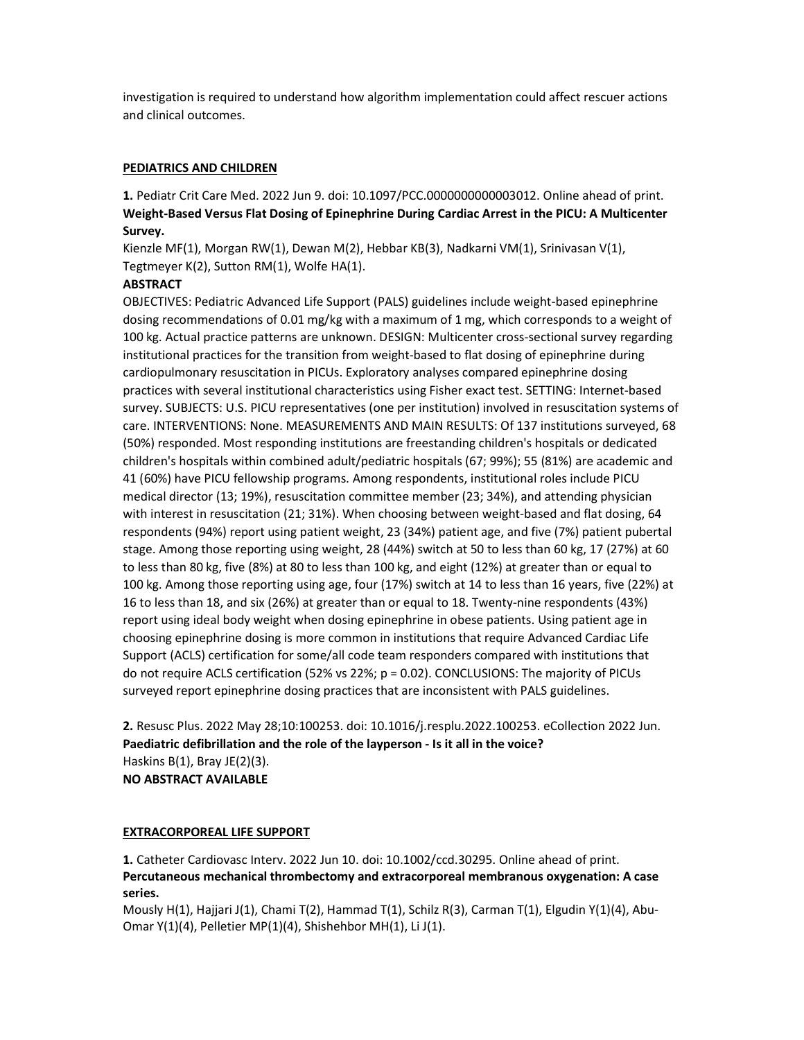investigation is required to understand how algorithm implementation could affect rescuer actions and clinical outcomes.

**PEDIATRICS AND CHILDREN**

**1.** Pediatr Crit Care Med. 2022 Jun 9. doi: 10.1097/PCC.0000000000003012. Online ahead of print.
**Weight-Based Versus Flat Dosing of Epinephrine During Cardiac Arrest in the PICU: A Multicenter Survey.**
Kienzle MF(1), Morgan RW(1), Dewan M(2), Hebbar KB(3), Nadkarni VM(1), Srinivasan V(1), Tegtmeyer K(2), Sutton RM(1), Wolfe HA(1).
**ABSTRACT**
OBJECTIVES: Pediatric Advanced Life Support (PALS) guidelines include weight-based epinephrine dosing recommendations of 0.01 mg/kg with a maximum of 1 mg, which corresponds to a weight of 100 kg. Actual practice patterns are unknown. DESIGN: Multicenter cross-sectional survey regarding institutional practices for the transition from weight-based to flat dosing of epinephrine during cardiopulmonary resuscitation in PICUs. Exploratory analyses compared epinephrine dosing practices with several institutional characteristics using Fisher exact test. SETTING: Internet-based survey. SUBJECTS: U.S. PICU representatives (one per institution) involved in resuscitation systems of care. INTERVENTIONS: None. MEASUREMENTS AND MAIN RESULTS: Of 137 institutions surveyed, 68 (50%) responded. Most responding institutions are freestanding children's hospitals or dedicated children's hospitals within combined adult/pediatric hospitals (67; 99%); 55 (81%) are academic and 41 (60%) have PICU fellowship programs. Among respondents, institutional roles include PICU medical director (13; 19%), resuscitation committee member (23; 34%), and attending physician with interest in resuscitation (21; 31%). When choosing between weight-based and flat dosing, 64 respondents (94%) report using patient weight, 23 (34%) patient age, and five (7%) patient pubertal stage. Among those reporting using weight, 28 (44%) switch at 50 to less than 60 kg, 17 (27%) at 60 to less than 80 kg, five (8%) at 80 to less than 100 kg, and eight (12%) at greater than or equal to 100 kg. Among those reporting using age, four (17%) switch at 14 to less than 16 years, five (22%) at 16 to less than 18, and six (26%) at greater than or equal to 18. Twenty-nine respondents (43%) report using ideal body weight when dosing epinephrine in obese patients. Using patient age in choosing epinephrine dosing is more common in institutions that require Advanced Cardiac Life Support (ACLS) certification for some/all code team responders compared with institutions that do not require ACLS certification (52% vs 22%; $p = 0.02$). CONCLUSIONS: The majority of PICUs surveyed report epinephrine dosing practices that are inconsistent with PALS guidelines.

**2.** Resusc Plus. 2022 May 28;10:100253. doi: 10.1016/j.resplu.2022.100253. eCollection 2022 Jun.
**Paediatric defibrillation and the role of the layperson - Is it all in the voice?**
Haskins B(1), Bray JE(2)(3).
**NO ABSTRACT AVAILABLE**

**EXTRACORPOREAL LIFE SUPPORT**

**1.** Catheter Cardiovasc Interv. 2022 Jun 10. doi: 10.1002/ccd.30295. Online ahead of print.
**Percutaneous mechanical thrombectomy and extracorporeal membranous oxygenation: A case series.**
Mously H(1), Hajjari J(1), Chami T(2), Hammad T(1), Schilz R(3), Carman T(1), Elgudin Y(1)(4), Abu-Omar Y(1)(4), Pelletier MP(1)(4), Shishehbor MH(1), Li J(1).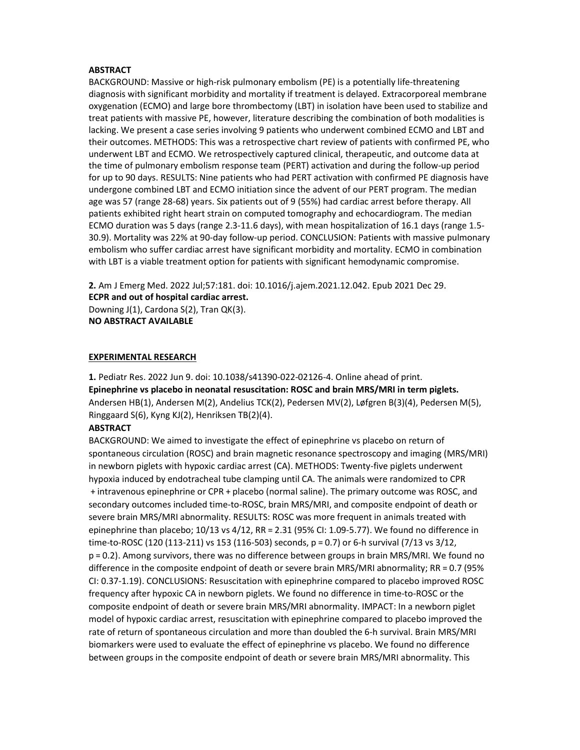**ABSTRACT**

BACKGROUND: Massive or high-risk pulmonary embolism (PE) is a potentially life-threatening diagnosis with significant morbidity and mortality if treatment is delayed. Extracorporeal membrane oxygenation (ECMO) and large bore thrombectomy (LBT) in isolation have been used to stabilize and treat patients with massive PE, however, literature describing the combination of both modalities is lacking. We present a case series involving 9 patients who underwent combined ECMO and LBT and their outcomes. METHODS: This was a retrospective chart review of patients with confirmed PE, who underwent LBT and ECMO. We retrospectively captured clinical, therapeutic, and outcome data at the time of pulmonary embolism response team (PERT) activation and during the follow-up period for up to 90 days. RESULTS: Nine patients who had PERT activation with confirmed PE diagnosis have undergone combined LBT and ECMO initiation since the advent of our PERT program. The median age was 57 (range 28-68) years. Six patients out of 9 (55%) had cardiac arrest before therapy. All patients exhibited right heart strain on computed tomography and echocardiogram. The median ECMO duration was 5 days (range 2.3-11.6 days), with mean hospitalization of 16.1 days (range 1.5-30.9). Mortality was 22% at 90-day follow-up period. CONCLUSION: Patients with massive pulmonary embolism who suffer cardiac arrest have significant morbidity and mortality. ECMO in combination with LBT is a viable treatment option for patients with significant hemodynamic compromise.

**2.** Am J Emerg Med. 2022 Jul;57:181. doi: 10.1016/j.ajem.2021.12.042. Epub 2021 Dec 29.
**ECPR and out of hospital cardiac arrest.**
Downing J(1), Cardona S(2), Tran QK(3).
**NO ABSTRACT AVAILABLE**

**EXPERIMENTAL RESEARCH**

**1.** Pediatr Res. 2022 Jun 9. doi: 10.1038/s41390-022-02126-4. Online ahead of print.
**Epinephrine vs placebo in neonatal resuscitation: ROSC and brain MRS/MRI in term piglets.**
Andersen HB(1), Andersen M(2), Andelius TCK(2), Pedersen MV(2), Løfgren B(3)(4), Pedersen M(5), Ringgaard S(6), Kyng KJ(2), Henriksen TB(2)(4).

**ABSTRACT**

BACKGROUND: We aimed to investigate the effect of epinephrine vs placebo on return of spontaneous circulation (ROSC) and brain magnetic resonance spectroscopy and imaging (MRS/MRI) in newborn piglets with hypoxic cardiac arrest (CA). METHODS: Twenty-five piglets underwent hypoxia induced by endotracheal tube clamping until CA. The animals were randomized to CPR + intravenous epinephrine or CPR + placebo (normal saline). The primary outcome was ROSC, and secondary outcomes included time-to-ROSC, brain MRS/MRI, and composite endpoint of death or severe brain MRS/MRI abnormality. RESULTS: ROSC was more frequent in animals treated with epinephrine than placebo; 10/13 vs 4/12, RR = 2.31 (95% CI: 1.09-5.77). We found no difference in time-to-ROSC (120 (113-211) vs 153 (116-503) seconds, p = 0.7) or 6-h survival (7/13 vs 3/12, p = 0.2). Among survivors, there was no difference between groups in brain MRS/MRI. We found no difference in the composite endpoint of death or severe brain MRS/MRI abnormality; RR = 0.7 (95% CI: 0.37-1.19). CONCLUSIONS: Resuscitation with epinephrine compared to placebo improved ROSC frequency after hypoxic CA in newborn piglets. We found no difference in time-to-ROSC or the composite endpoint of death or severe brain MRS/MRI abnormality. IMPACT: In a newborn piglet model of hypoxic cardiac arrest, resuscitation with epinephrine compared to placebo improved the rate of return of spontaneous circulation and more than doubled the 6-h survival. Brain MRS/MRI biomarkers were used to evaluate the effect of epinephrine vs placebo. We found no difference between groups in the composite endpoint of death or severe brain MRS/MRI abnormality. This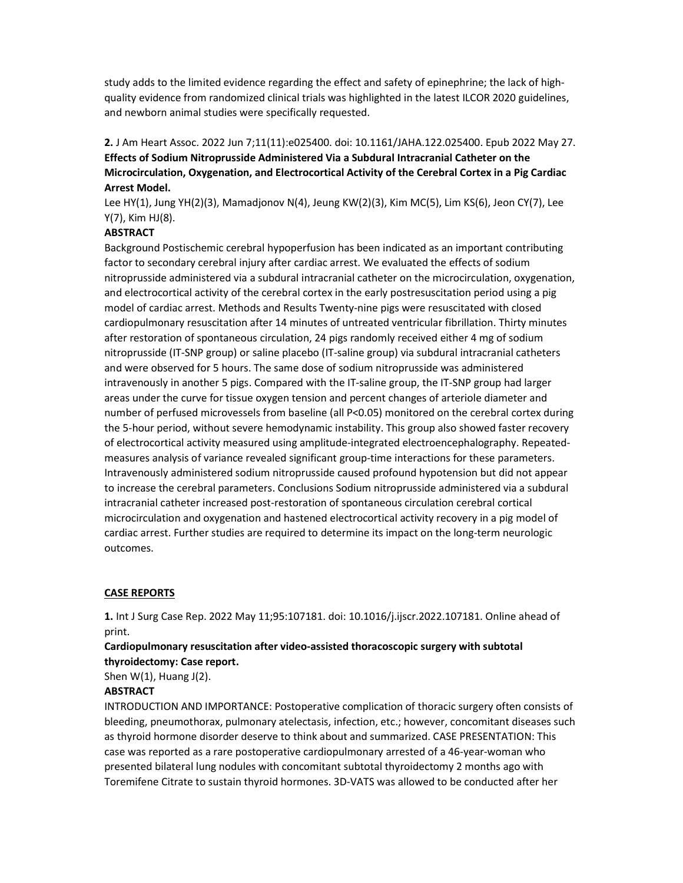study adds to the limited evidence regarding the effect and safety of epinephrine; the lack of high-quality evidence from randomized clinical trials was highlighted in the latest ILCOR 2020 guidelines, and newborn animal studies were specifically requested.

**2.** J Am Heart Assoc. 2022 Jun 7;11(11):e025400. doi: 10.1161/JAHA.122.025400. Epub 2022 May 27.
**Effects of Sodium Nitroprusside Administered Via a Subdural Intracranial Catheter on the Microcirculation, Oxygenation, and Electrocortical Activity of the Cerebral Cortex in a Pig Cardiac Arrest Model.**
Lee HY(1), Jung YH(2)(3), Mamadjonov N(4), Jeung KW(2)(3), Kim MC(5), Lim KS(6), Jeon CY(7), Lee Y(7), Kim HJ(8).
**ABSTRACT**
Background Postischemic cerebral hypoperfusion has been indicated as an important contributing factor to secondary cerebral injury after cardiac arrest. We evaluated the effects of sodium nitroprusside administered via a subdural intracranial catheter on the microcirculation, oxygenation, and electrocortical activity of the cerebral cortex in the early postresuscitation period using a pig model of cardiac arrest. Methods and Results Twenty-nine pigs were resuscitated with closed cardiopulmonary resuscitation after 14 minutes of untreated ventricular fibrillation. Thirty minutes after restoration of spontaneous circulation, 24 pigs randomly received either 4 mg of sodium nitroprusside (IT-SNP group) or saline placebo (IT-saline group) via subdural intracranial catheters and were observed for 5 hours. The same dose of sodium nitroprusside was administered intravenously in another 5 pigs. Compared with the IT-saline group, the IT-SNP group had larger areas under the curve for tissue oxygen tension and percent changes of arteriole diameter and number of perfused microvessels from baseline (all $P<0.05$) monitored on the cerebral cortex during the 5-hour period, without severe hemodynamic instability. This group also showed faster recovery of electrocortical activity measured using amplitude-integrated electroencephalography. Repeated-measures analysis of variance revealed significant group-time interactions for these parameters. Intravenously administered sodium nitroprusside caused profound hypotension but did not appear to increase the cerebral parameters. Conclusions Sodium nitroprusside administered via a subdural intracranial catheter increased post-restoration of spontaneous circulation cerebral cortical microcirculation and oxygenation and hastened electrocortical activity recovery in a pig model of cardiac arrest. Further studies are required to determine its impact on the long-term neurologic outcomes.

## CASE REPORTS

**1.** Int J Surg Case Rep. 2022 May 11;95:107181. doi: 10.1016/j.ijscr.2022.107181. Online ahead of print.

**Cardiopulmonary resuscitation after video-assisted thoracoscopic surgery with subtotal thyroidectomy: Case report.**

Shen W(1), Huang J(2).
**ABSTRACT**
INTRODUCTION AND IMPORTANCE: Postoperative complication of thoracic surgery often consists of bleeding, pneumothorax, pulmonary atelectasis, infection, etc.; however, concomitant diseases such as thyroid hormone disorder deserve to think about and summarized. CASE PRESENTATION: This case was reported as a rare postoperative cardiopulmonary arrested of a 46-year-woman who presented bilateral lung nodules with concomitant subtotal thyroidectomy 2 months ago with Toremifene Citrate to sustain thyroid hormones. 3D-VATS was allowed to be conducted after her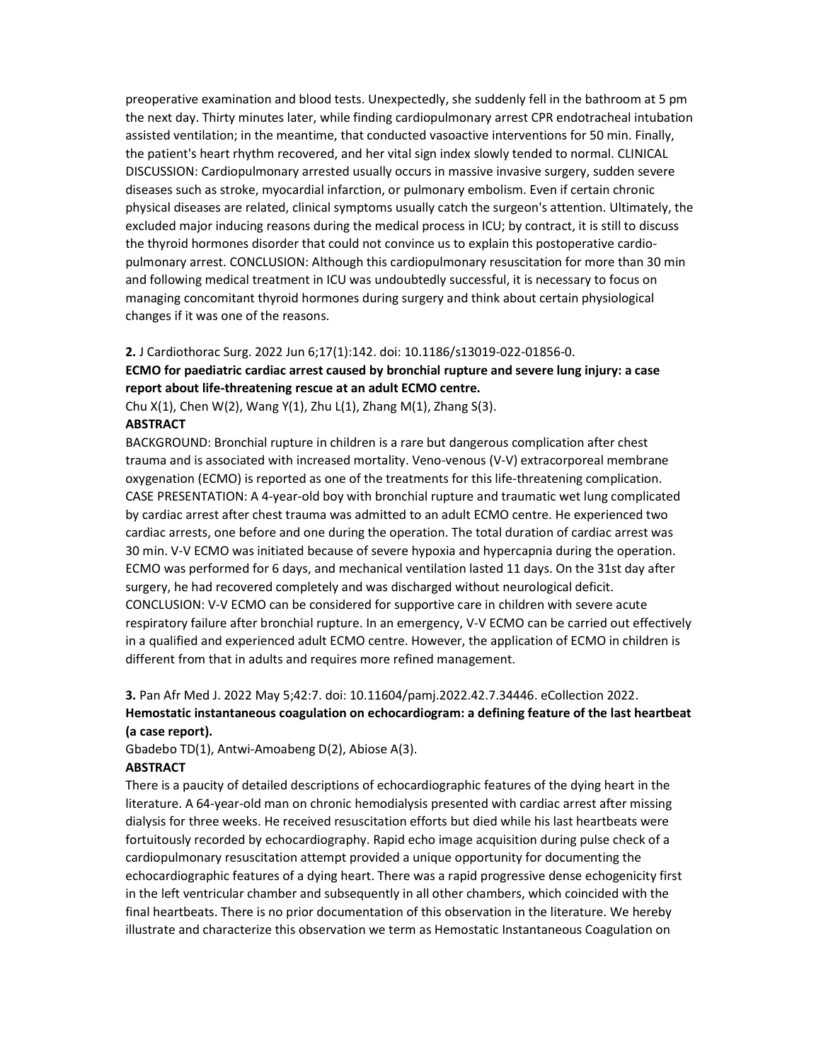preoperative examination and blood tests. Unexpectedly, she suddenly fell in the bathroom at 5 pm the next day. Thirty minutes later, while finding cardiopulmonary arrest CPR endotracheal intubation assisted ventilation; in the meantime, that conducted vasoactive interventions for 50 min. Finally, the patient's heart rhythm recovered, and her vital sign index slowly tended to normal. CLINICAL DISCUSSION: Cardiopulmonary arrested usually occurs in massive invasive surgery, sudden severe diseases such as stroke, myocardial infarction, or pulmonary embolism. Even if certain chronic physical diseases are related, clinical symptoms usually catch the surgeon's attention. Ultimately, the excluded major inducing reasons during the medical process in ICU; by contract, it is still to discuss the thyroid hormones disorder that could not convince us to explain this postoperative cardio-pulmonary arrest. CONCLUSION: Although this cardiopulmonary resuscitation for more than 30 min and following medical treatment in ICU was undoubtedly successful, it is necessary to focus on managing concomitant thyroid hormones during surgery and think about certain physiological changes if it was one of the reasons.

**2.** J Cardiothorac Surg. 2022 Jun 6;17(1):142. doi: 10.1186/s13019-022-01856-0.

**ECMO for paediatric cardiac arrest caused by bronchial rupture and severe lung injury: a case report about life-threatening rescue at an adult ECMO centre.**

Chu X(1), Chen W(2), Wang Y(1), Zhu L(1), Zhang M(1), Zhang S(3).

**ABSTRACT**

BACKGROUND: Bronchial rupture in children is a rare but dangerous complication after chest trauma and is associated with increased mortality. Veno-venous (V-V) extracorporeal membrane oxygenation (ECMO) is reported as one of the treatments for this life-threatening complication. CASE PRESENTATION: A 4-year-old boy with bronchial rupture and traumatic wet lung complicated by cardiac arrest after chest trauma was admitted to an adult ECMO centre. He experienced two cardiac arrests, one before and one during the operation. The total duration of cardiac arrest was 30 min. V-V ECMO was initiated because of severe hypoxia and hypercapnia during the operation. ECMO was performed for 6 days, and mechanical ventilation lasted 11 days. On the 31st day after surgery, he had recovered completely and was discharged without neurological deficit. CONCLUSION: V-V ECMO can be considered for supportive care in children with severe acute respiratory failure after bronchial rupture. In an emergency, V-V ECMO can be carried out effectively in a qualified and experienced adult ECMO centre. However, the application of ECMO in children is different from that in adults and requires more refined management.

**3.** Pan Afr Med J. 2022 May 5;42:7. doi: 10.11604/pamj.2022.42.7.34446. eCollection 2022.

**Hemostatic instantaneous coagulation on echocardiogram: a defining feature of the last heartbeat (a case report).**

Gbadebo TD(1), Antwi-Amoabeng D(2), Abiose A(3).

**ABSTRACT**

There is a paucity of detailed descriptions of echocardiographic features of the dying heart in the literature. A 64-year-old man on chronic hemodialysis presented with cardiac arrest after missing dialysis for three weeks. He received resuscitation efforts but died while his last heartbeats were fortuitously recorded by echocardiography. Rapid echo image acquisition during pulse check of a cardiopulmonary resuscitation attempt provided a unique opportunity for documenting the echocardiographic features of a dying heart. There was a rapid progressive dense echogenicity first in the left ventricular chamber and subsequently in all other chambers, which coincided with the final heartbeats. There is no prior documentation of this observation in the literature. We hereby illustrate and characterize this observation we term as Hemostatic Instantaneous Coagulation on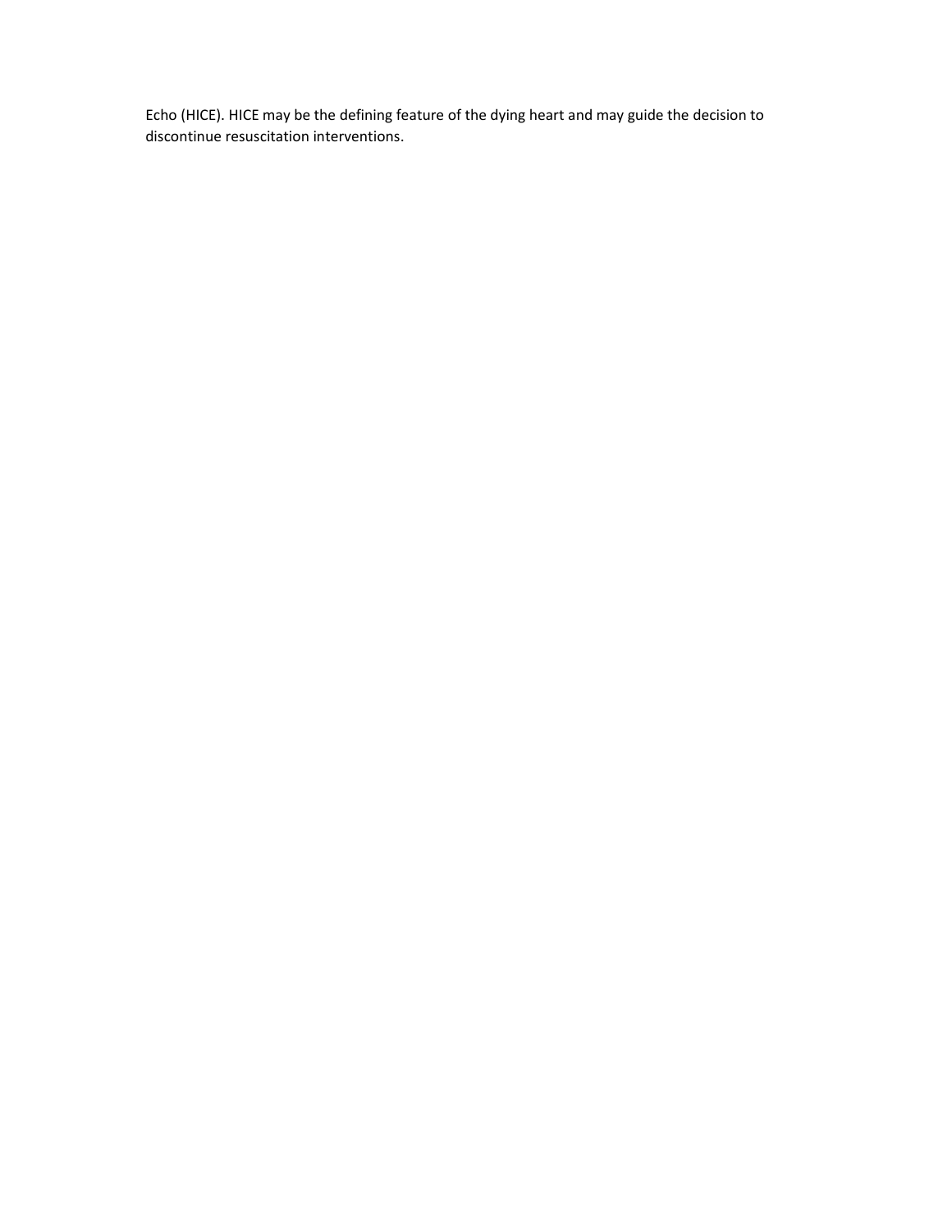Echo (HICE). HICE may be the defining feature of the dying heart and may guide the decision to discontinue resuscitation interventions.